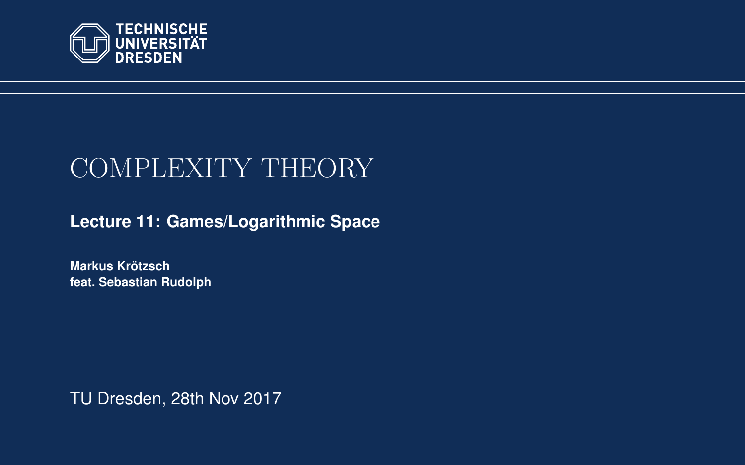TECHNISCHE UNIVERSITÄT DRESDEN

# COMPLEXITY THEORY

## Lecture 11: Games/Logarithmic Space

**Markus Krötzsch**
**feat. Sebastian Rudolph**

TU Dresden, 28th Nov 2017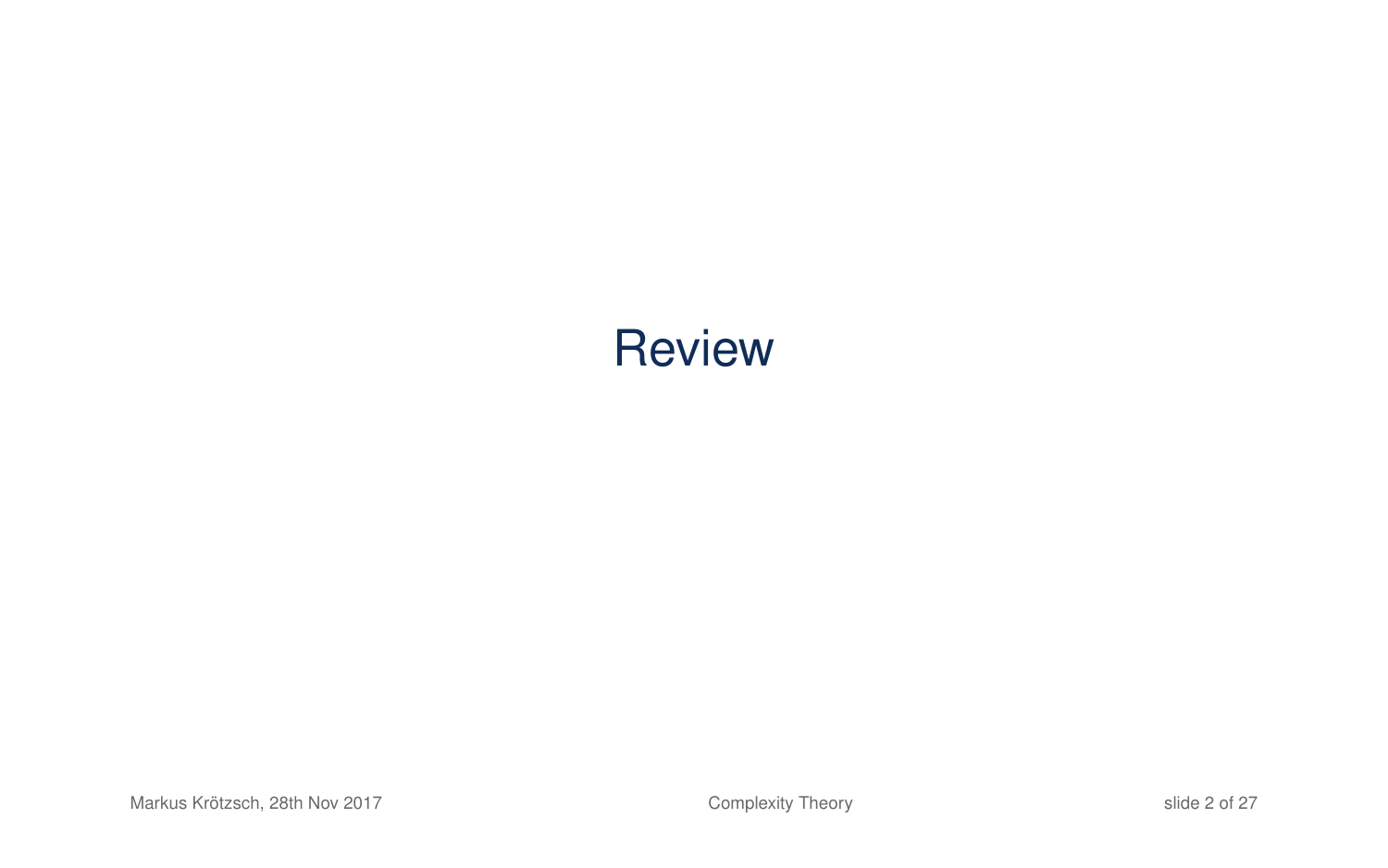# Review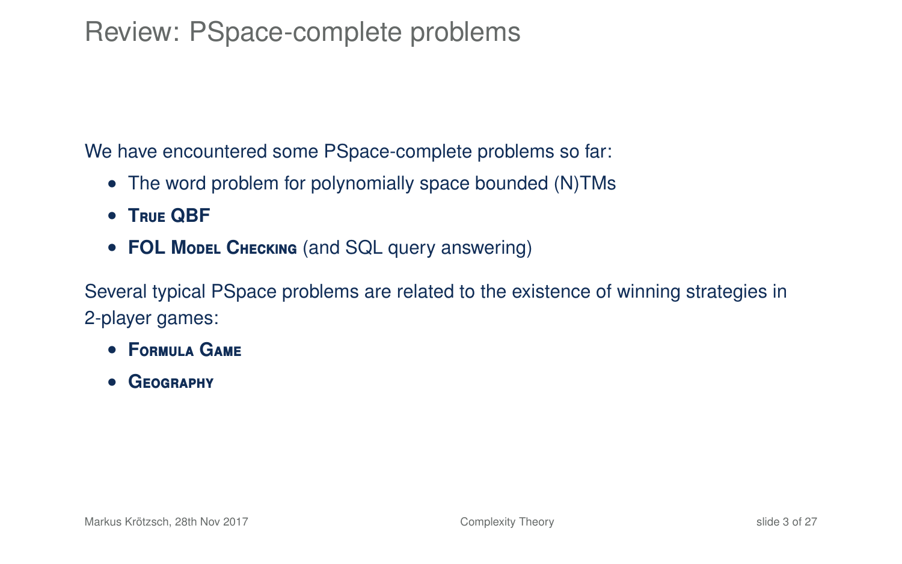# Review: PSpace-complete problems

We have encountered some PSpace-complete problems so far:

- The word problem for polynomially space bounded (N)TMs
- **True QBF**
- **FOL Model Checking** (and SQL query answering)

Several typical PSpace problems are related to the existence of winning strategies in 2-player games:

- **Formula Game**
- **Geography**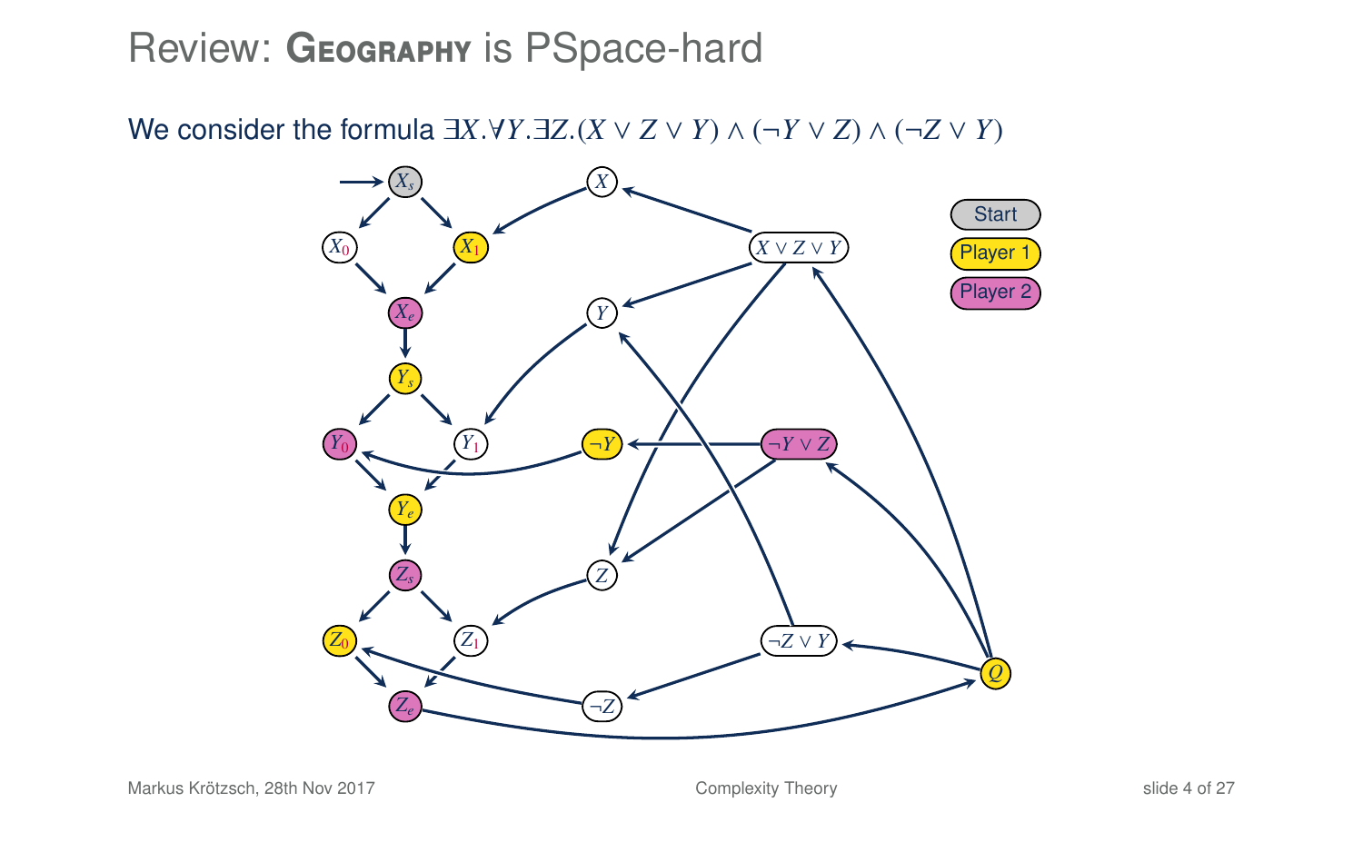# Review: Geography is PSpace-hard

We consider the formula $\exists X.\forall Y.\exists Z.(X \vee Z \vee Y) \wedge (\neg Y \vee Z) \wedge (\neg Z \vee Y)$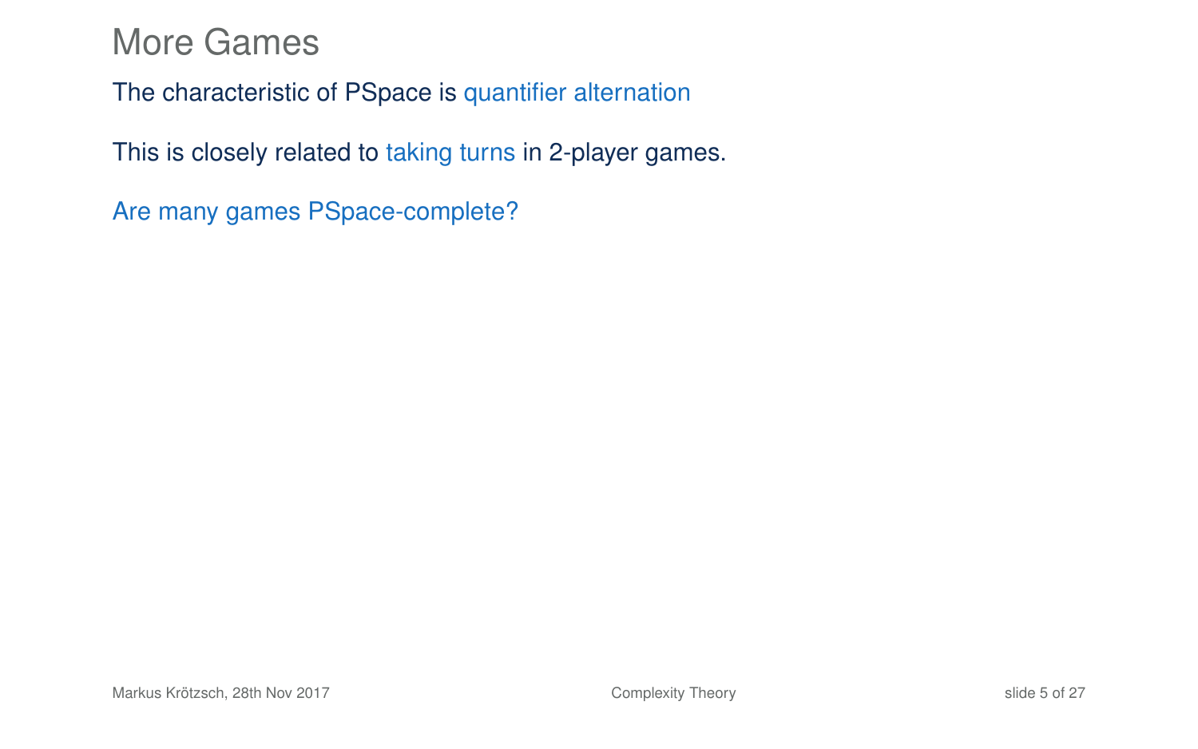# More Games

The characteristic of PSpace is quantifier alternation

This is closely related to taking turns in 2-player games.

Are many games PSpace-complete?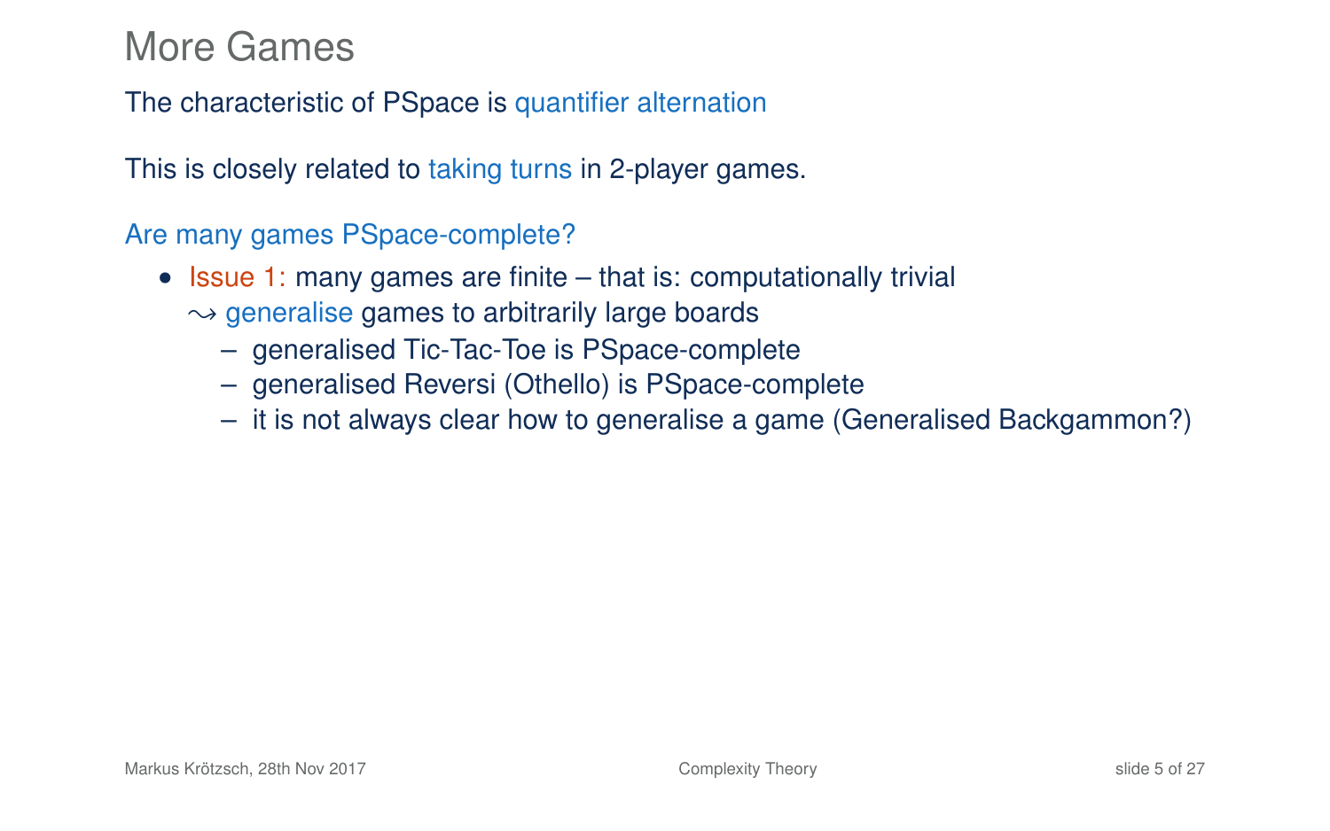# More Games

The characteristic of PSpace is quantifier alternation

This is closely related to taking turns in 2-player games.

Are many games PSpace-complete?

- Issue 1: many games are finite – that is: computationally trivial
  $\leadsto$ generalise games to arbitrarily large boards
  - generalised Tic-Tac-Toe is PSpace-complete
  - generalised Reversi (Othello) is PSpace-complete
  - it is not always clear how to generalise a game (Generalised Backgammon?)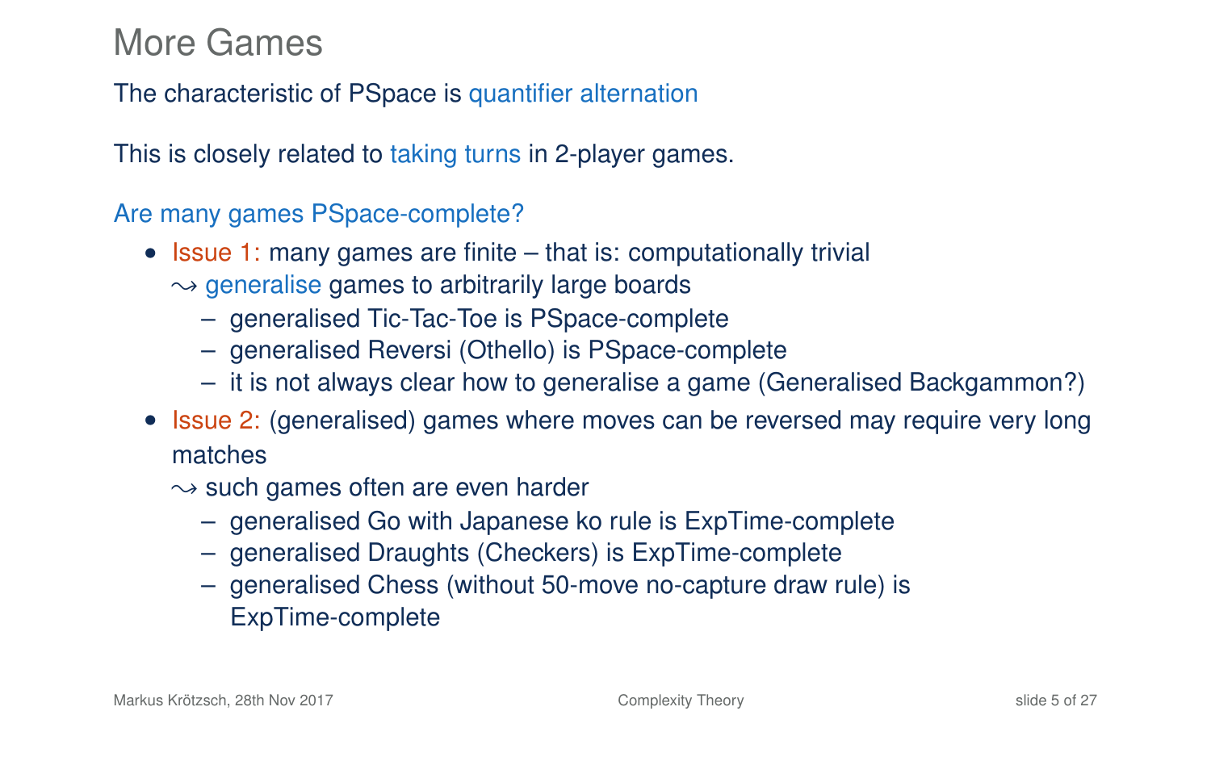# More Games

The characteristic of PSpace is quantifier alternation

This is closely related to taking turns in 2-player games.

Are many games PSpace-complete?

- Issue 1: many games are finite – that is: computationally trivial
  $\rightsquigarrow$ generalise games to arbitrarily large boards
  - generalised Tic-Tac-Toe is PSpace-complete
  - generalised Reversi (Othello) is PSpace-complete
  - it is not always clear how to generalise a game (Generalised Backgammon?)
- Issue 2: (generalised) games where moves can be reversed may require very long matches
  $\rightsquigarrow$ such games often are even harder
  - generalised Go with Japanese ko rule is ExpTime-complete
  - generalised Draughts (Checkers) is ExpTime-complete
  - generalised Chess (without 50-move no-capture draw rule) is ExpTime-complete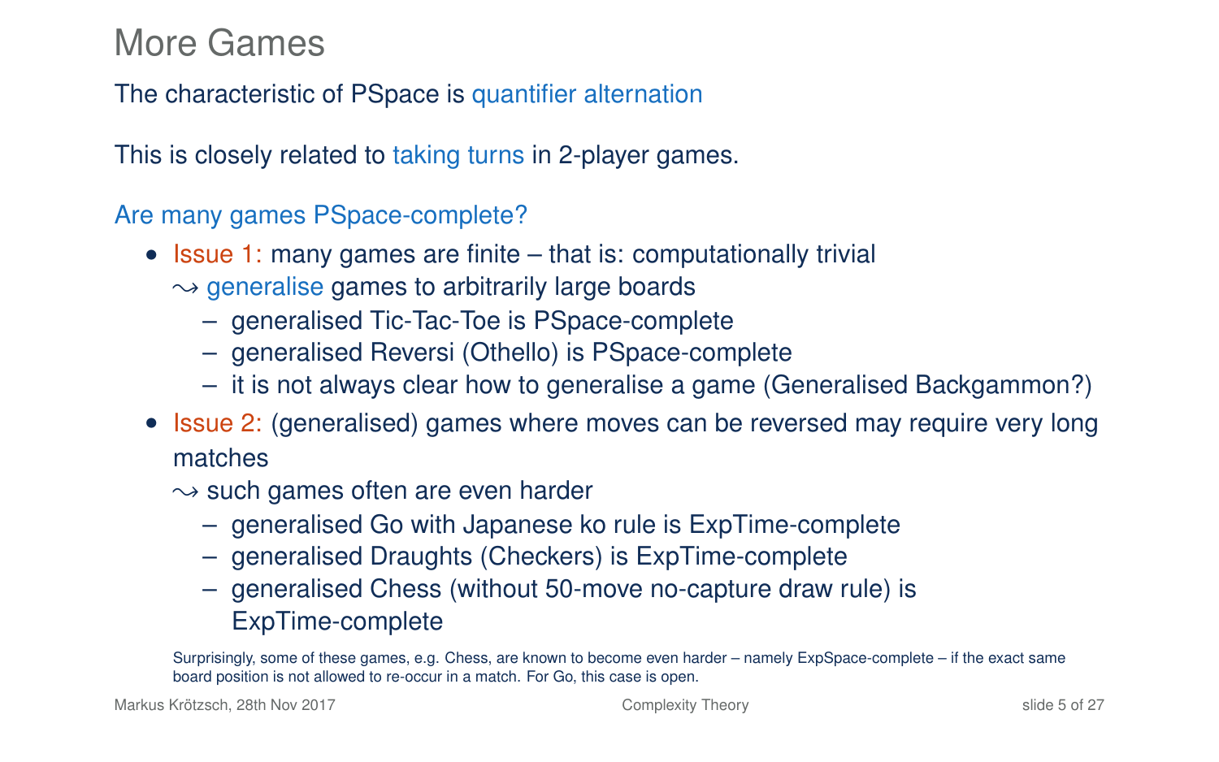# More Games

The characteristic of PSpace is quantifier alternation

This is closely related to taking turns in 2-player games.

Are many games PSpace-complete?

- Issue 1: many games are finite – that is: computationally trivial
  $\leadsto$ generalise games to arbitrarily large boards
  - generalised Tic-Tac-Toe is PSpace-complete
  - generalised Reversi (Othello) is PSpace-complete
  - it is not always clear how to generalise a game (Generalised Backgammon?)
- Issue 2: (generalised) games where moves can be reversed may require very long matches
  $\leadsto$ such games often are even harder
  - generalised Go with Japanese ko rule is ExpTime-complete
  - generalised Draughts (Checkers) is ExpTime-complete
  - generalised Chess (without 50-move no-capture draw rule) is ExpTime-complete

Surprisingly, some of these games, e.g. Chess, are known to become even harder – namely ExpSpace-complete – if the exact same board position is not allowed to re-occur in a match. For Go, this case is open.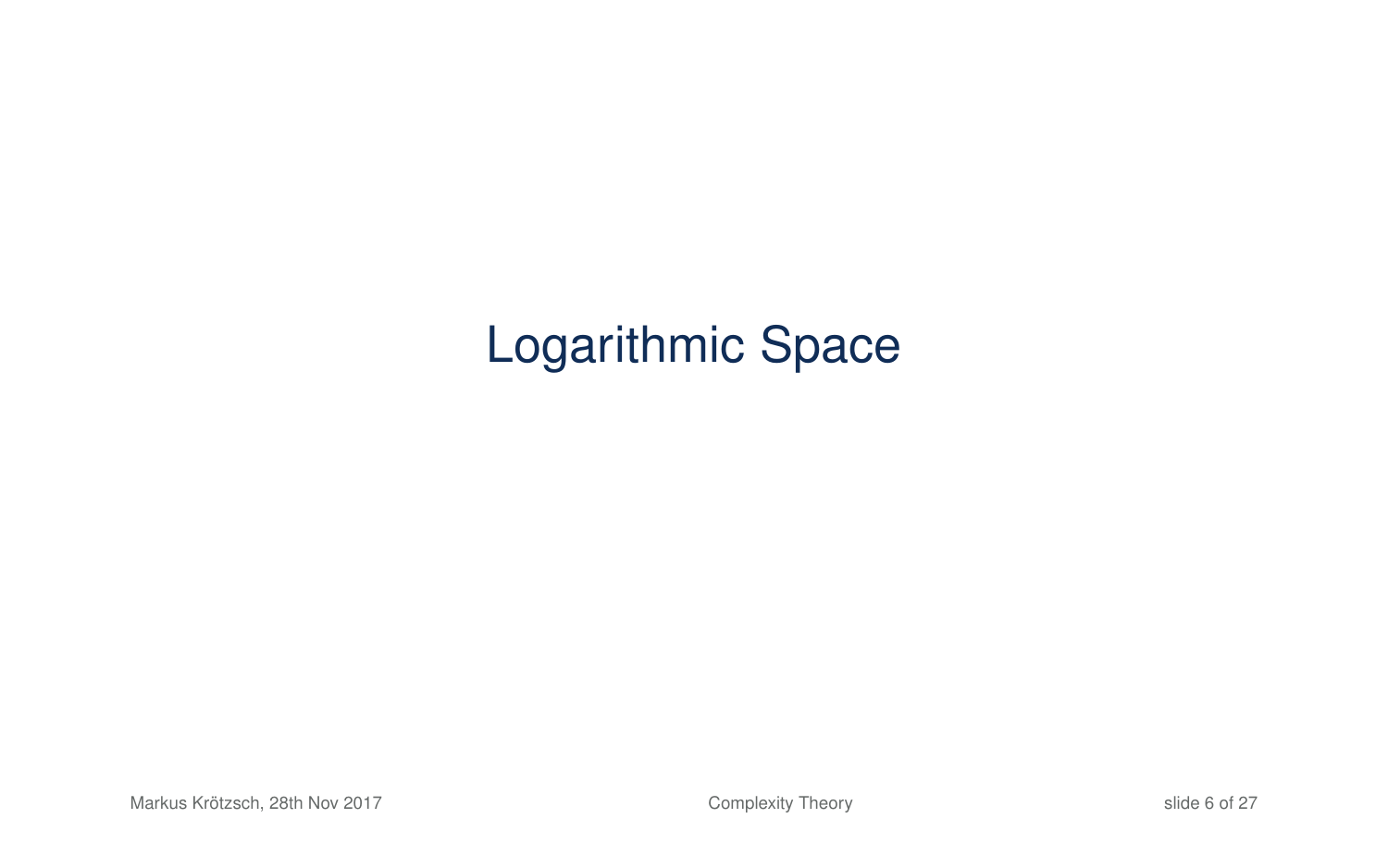# Logarithmic Space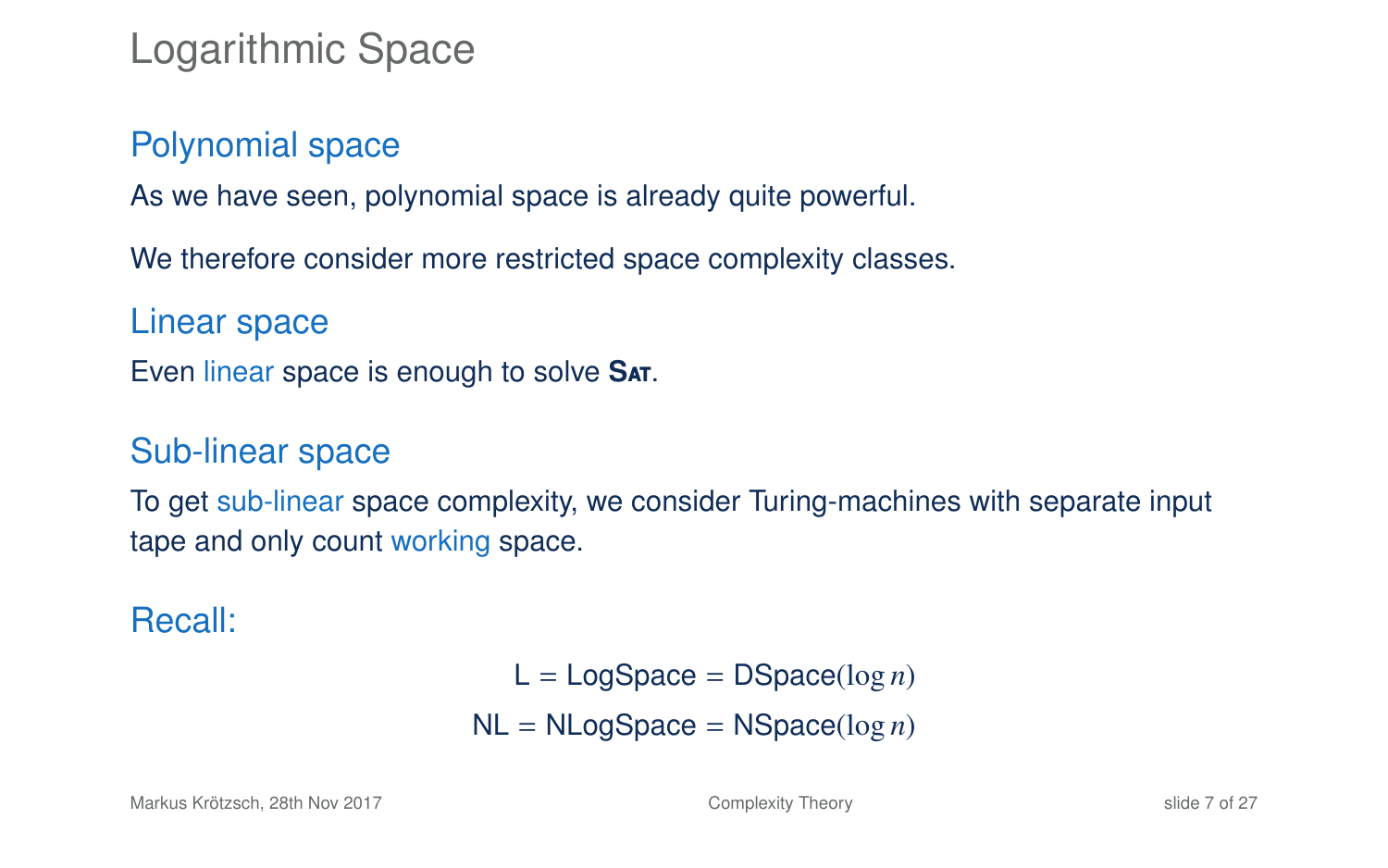# Logarithmic Space

## Polynomial space

As we have seen, polynomial space is already quite powerful.

We therefore consider more restricted space complexity classes.

## Linear space

Even linear space is enough to solve **Sat**.

## Sub-linear space

To get sub-linear space complexity, we consider Turing-machines with separate input tape and only count working space.

## Recall:

$$\mathsf{L} = \mathsf{LogSpace} = \mathsf{DSpace}(\log n)$$

$$\mathsf{NL} = \mathsf{NLogSpace} = \mathsf{NSpace}(\log n)$$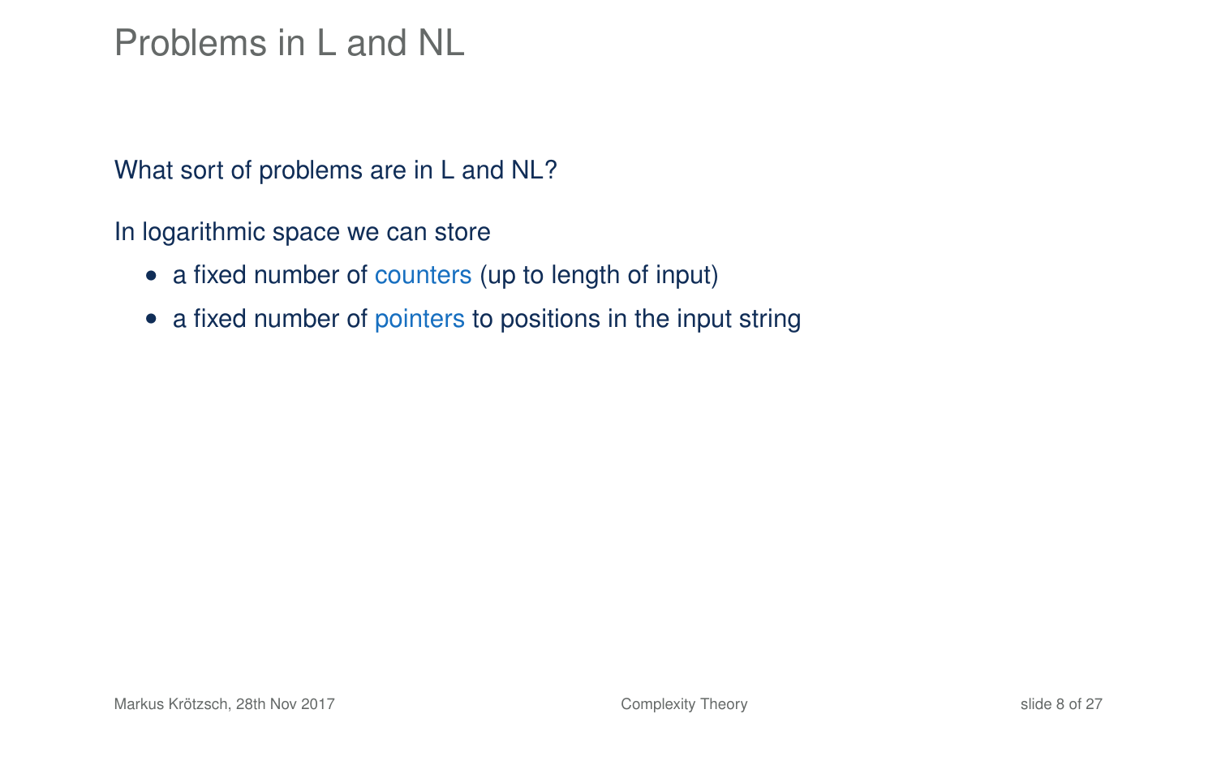# Problems in L and NL

What sort of problems are in L and NL?

In logarithmic space we can store

- a fixed number of counters (up to length of input)
- a fixed number of pointers to positions in the input string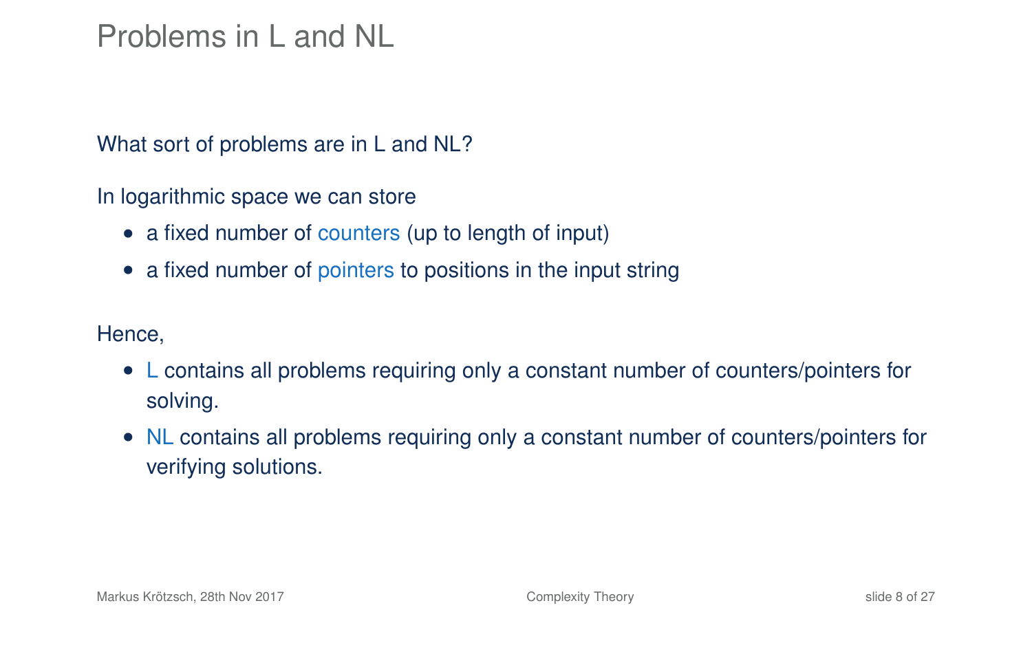# Problems in L and NL

What sort of problems are in L and NL?

In logarithmic space we can store

- a fixed number of counters (up to length of input)
- a fixed number of pointers to positions in the input string

Hence,

- L contains all problems requiring only a constant number of counters/pointers for solving.
- NL contains all problems requiring only a constant number of counters/pointers for verifying solutions.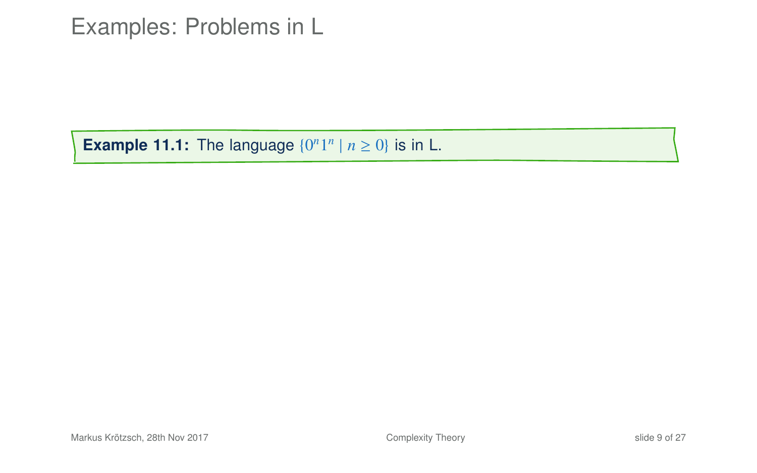# Examples: Problems in L

**Example 11.1:** The language $\{0^n1^n \mid n \geq 0\}$ is in L.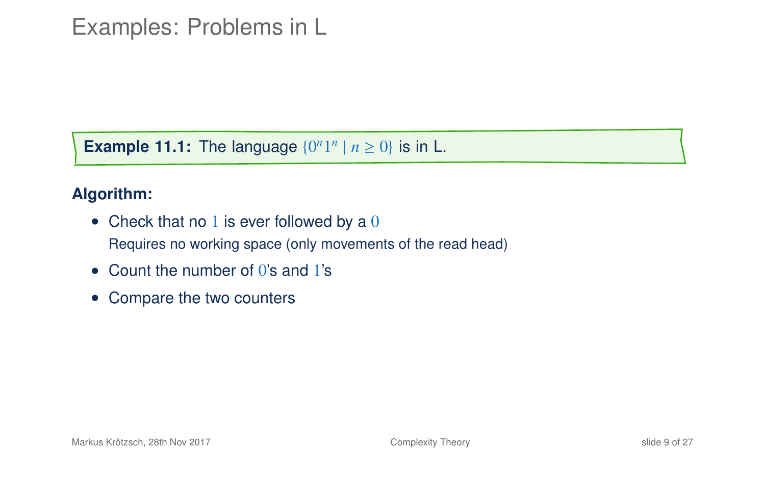# Examples: Problems in L

**Example 11.1:** The language $\{0^n 1^n \mid n \geq 0\}$ is in L.

**Algorithm:**

- Check that no $1$ is ever followed by a $0$
  Requires no working space (only movements of the read head)
- Count the number of $0$'s and $1$'s
- Compare the two counters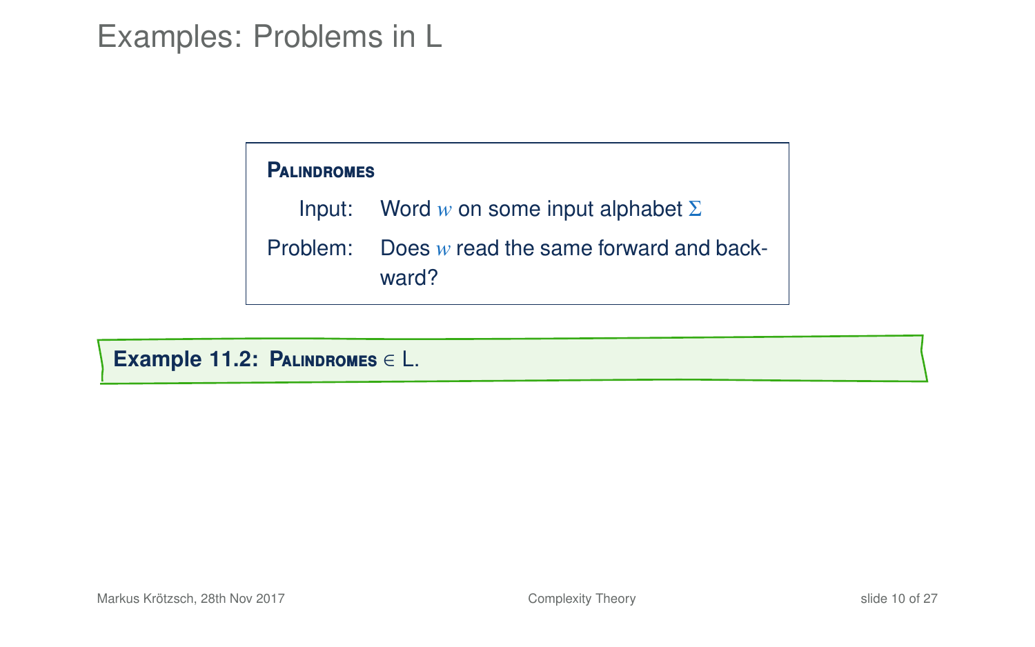# Examples: Problems in L

**Palindromes**

Input: Word $w$ on some input alphabet $\Sigma$

Problem: Does $w$ read the same forward and backward?

**Example 11.2: Palindromes** $\in$ L.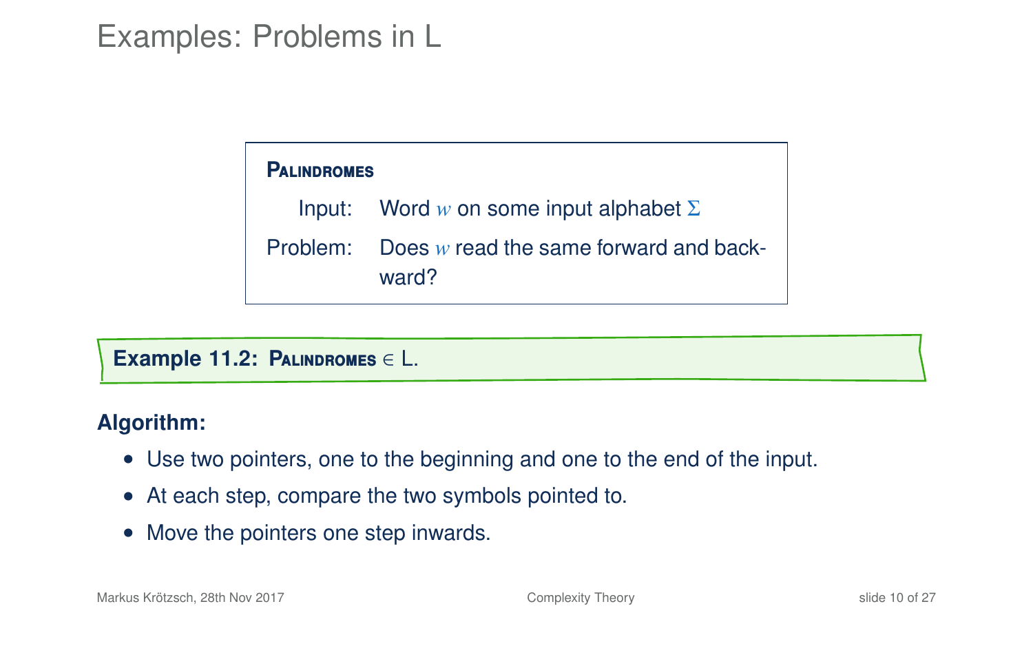# Examples: Problems in L

**PALINDROMES**

Input: Word $w$ on some input alphabet $\Sigma$

Problem: Does $w$ read the same forward and backward?

**Example 11.2: PALINDROMES** $\in$ L.

**Algorithm:**

- Use two pointers, one to the beginning and one to the end of the input.
- At each step, compare the two symbols pointed to.
- Move the pointers one step inwards.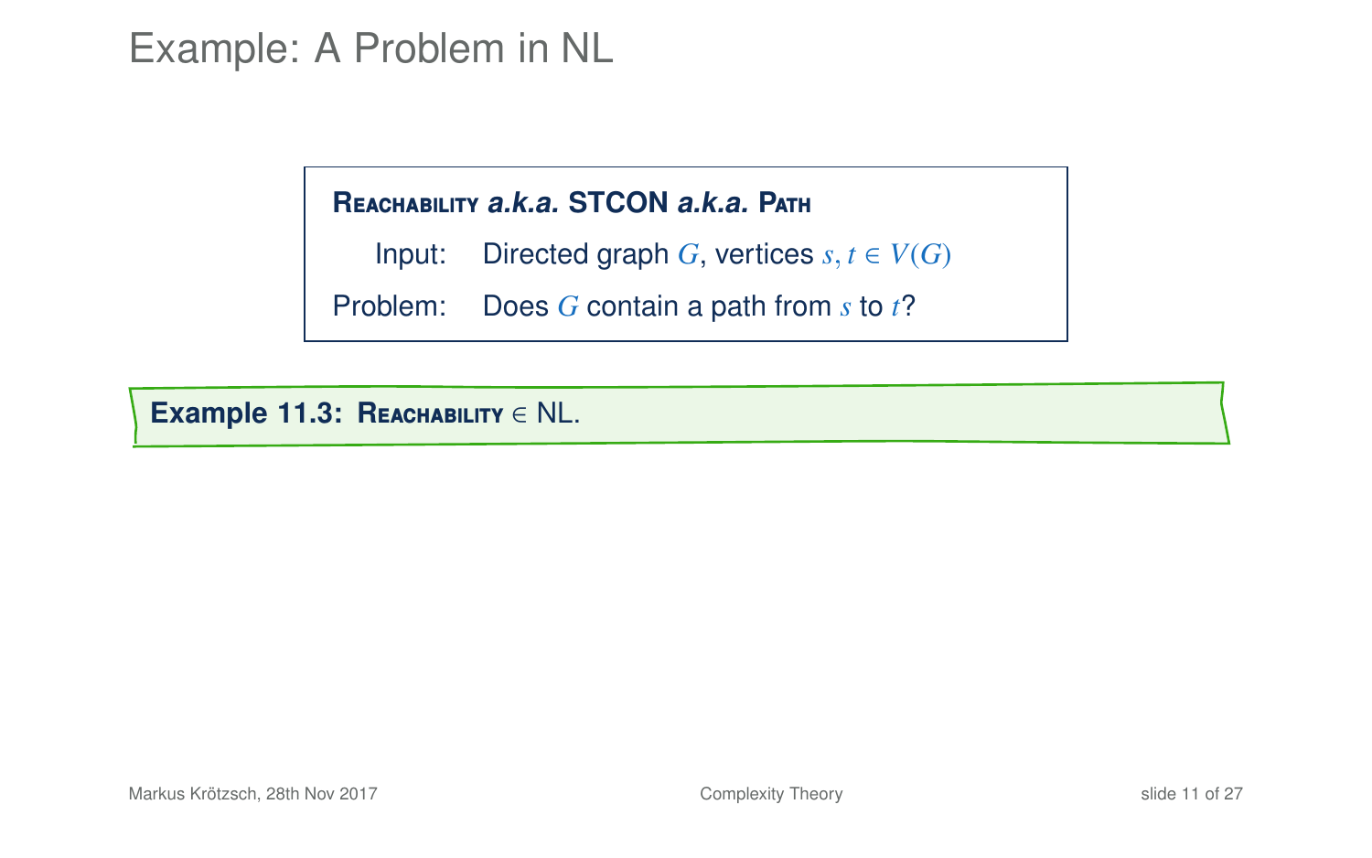# Example: A Problem in NL

**Reachability *a.k.a.* STCON *a.k.a.* Path**

Input: Directed graph $G$, vertices $s, t \in V(G)$

Problem: Does $G$ contain a path from $s$ to $t$?

**Example 11.3: Reachability** $\in$ NL.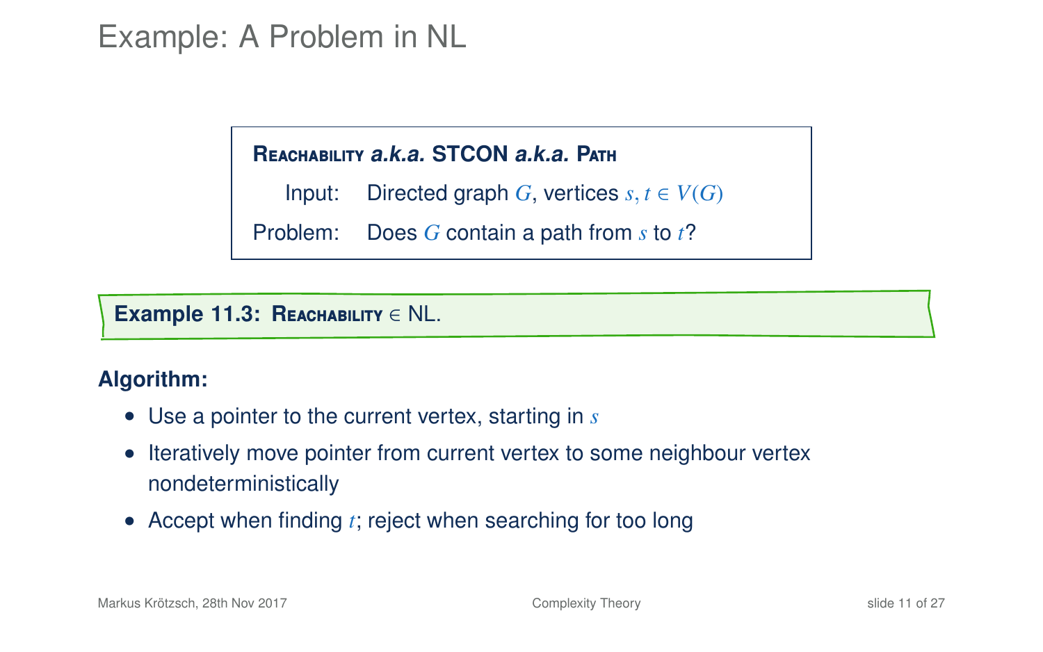# Example: A Problem in NL

**Reachability *a.k.a.* STCON *a.k.a.* Path**

Input: Directed graph $G$, vertices $s, t \in V(G)$

Problem: Does $G$ contain a path from $s$ to $t$?

**Example 11.3: Reachability** $\in$ NL.

**Algorithm:**

- Use a pointer to the current vertex, starting in $s$
- Iteratively move pointer from current vertex to some neighbour vertex nondeterministically
- Accept when finding $t$; reject when searching for too long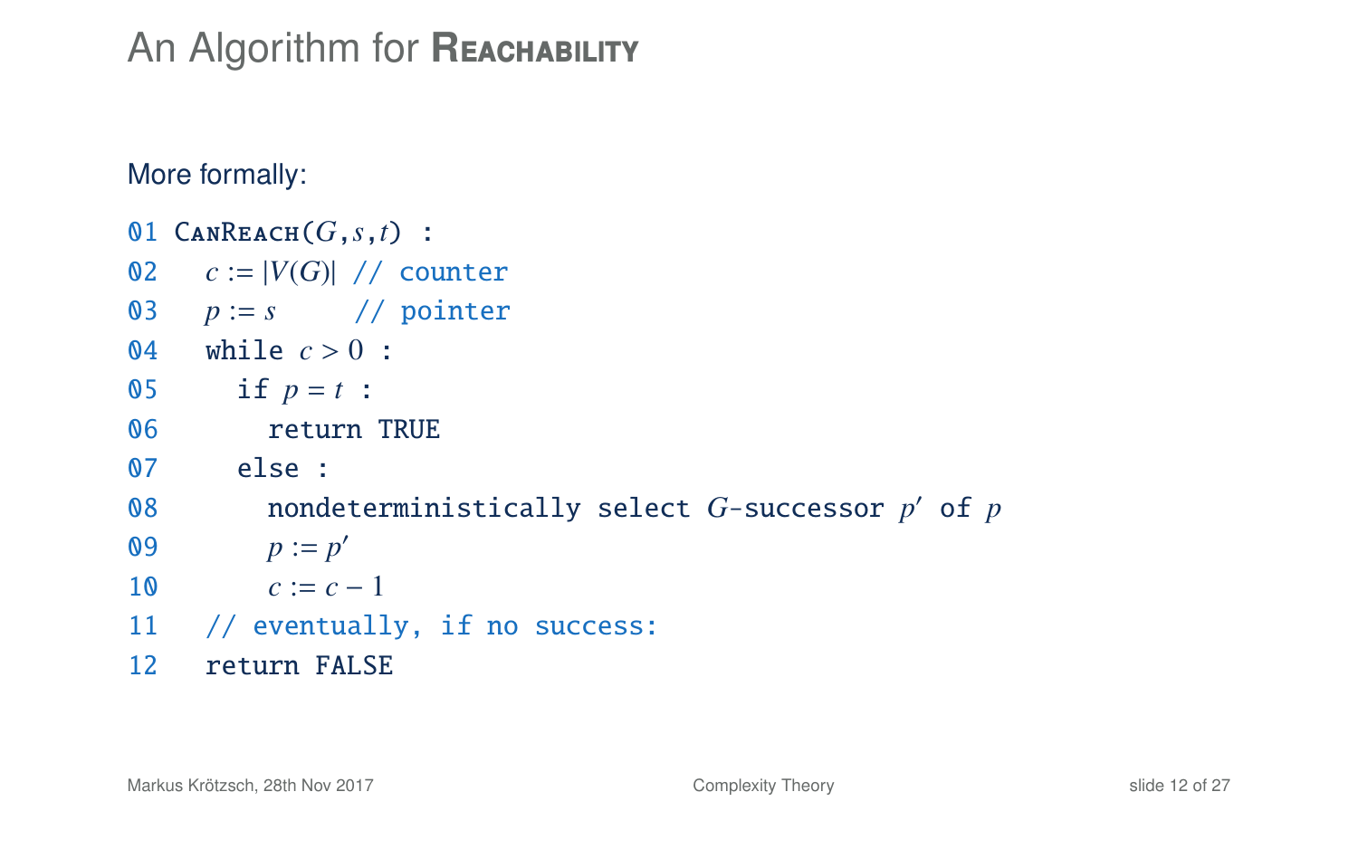# An Algorithm for Reachability

More formally:

```
01 CanReach(G,s,t) :
02   c := |V(G)|  // counter
03   p := s       // pointer
04   while c > 0 :
05     if p = t :
06       return TRUE
07     else :
08       nondeterministically select G-successor p′ of p
09       p := p′
10       c := c − 1
11   // eventually, if no success:
12   return FALSE
```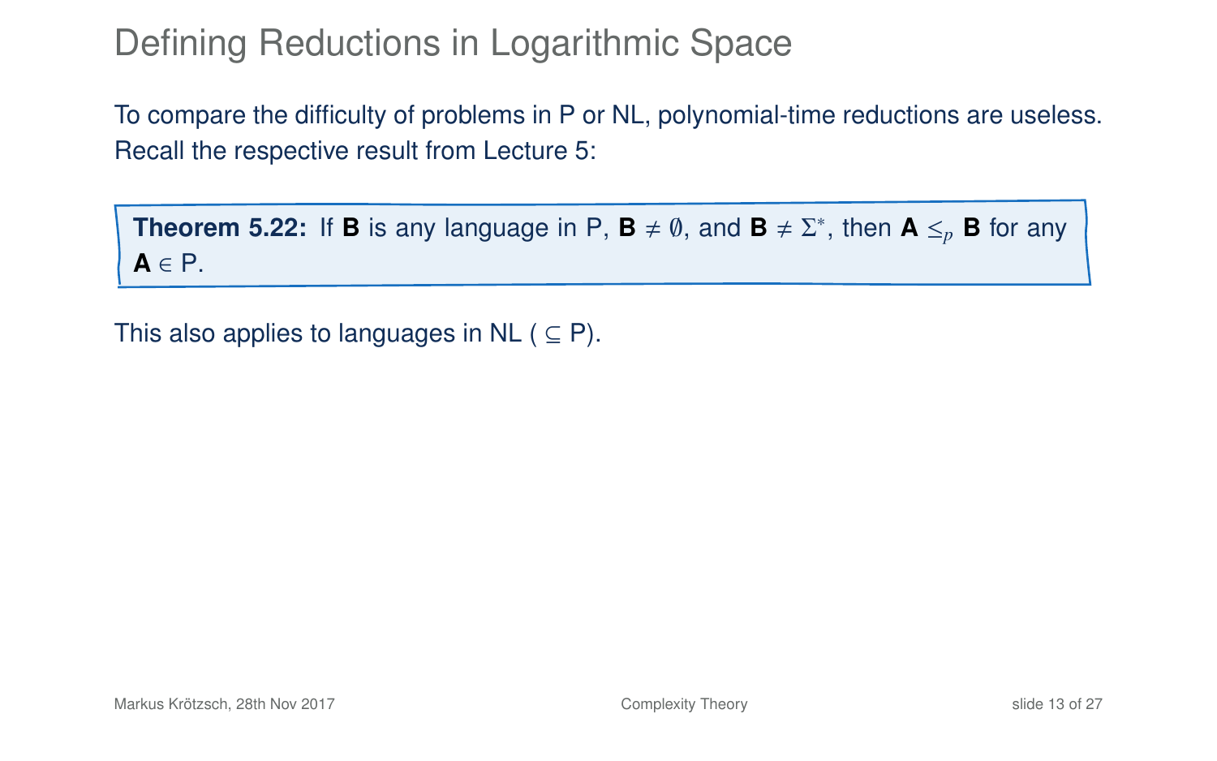# Defining Reductions in Logarithmic Space

To compare the difficulty of problems in P or NL, polynomial-time reductions are useless. Recall the respective result from Lecture 5:

**Theorem 5.22:** If **B** is any language in P, $\mathbf{B} \neq \emptyset$, and $\mathbf{B} \neq \Sigma^*$, then $\mathbf{A} \leq_p \mathbf{B}$ for any $\mathbf{A} \in$ P.

This also applies to languages in NL ( $\subseteq$ P).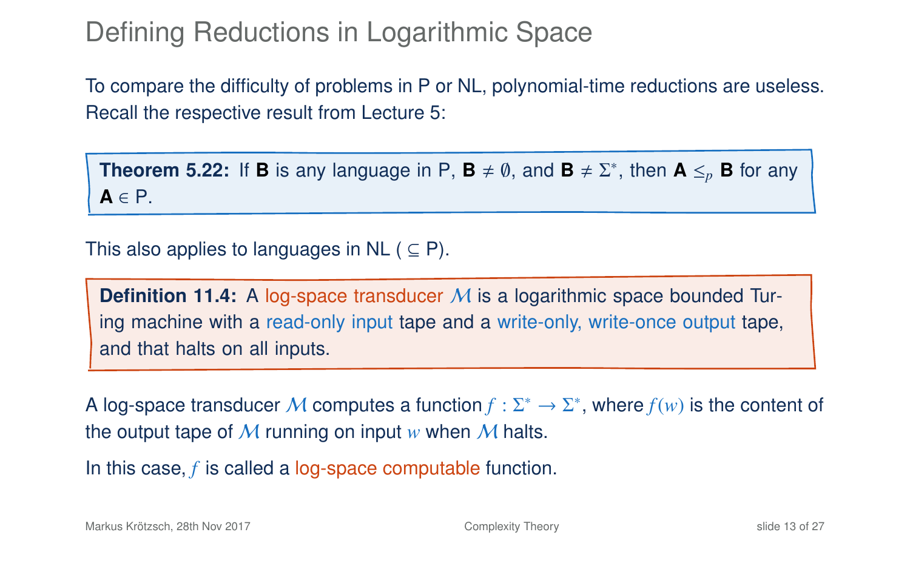# Defining Reductions in Logarithmic Space

To compare the difficulty of problems in P or NL, polynomial-time reductions are useless. Recall the respective result from Lecture 5:

> **Theorem 5.22:** If **B** is any language in P, $\mathbf{B} \neq \emptyset$, and $\mathbf{B} \neq \Sigma^*$, then $\mathbf{A} \leq_p \mathbf{B}$ for any $\mathbf{A} \in$ P.

This also applies to languages in NL ( $\subseteq$ P).

> **Definition 11.4:** A log-space transducer $\mathcal{M}$ is a logarithmic space bounded Turing machine with a read-only input tape and a write-only, write-once output tape, and that halts on all inputs.

A log-space transducer $\mathcal{M}$ computes a function $f : \Sigma^* \to \Sigma^*$, where $f(w)$ is the content of the output tape of $\mathcal{M}$ running on input $w$ when $\mathcal{M}$ halts.

In this case, $f$ is called a log-space computable function.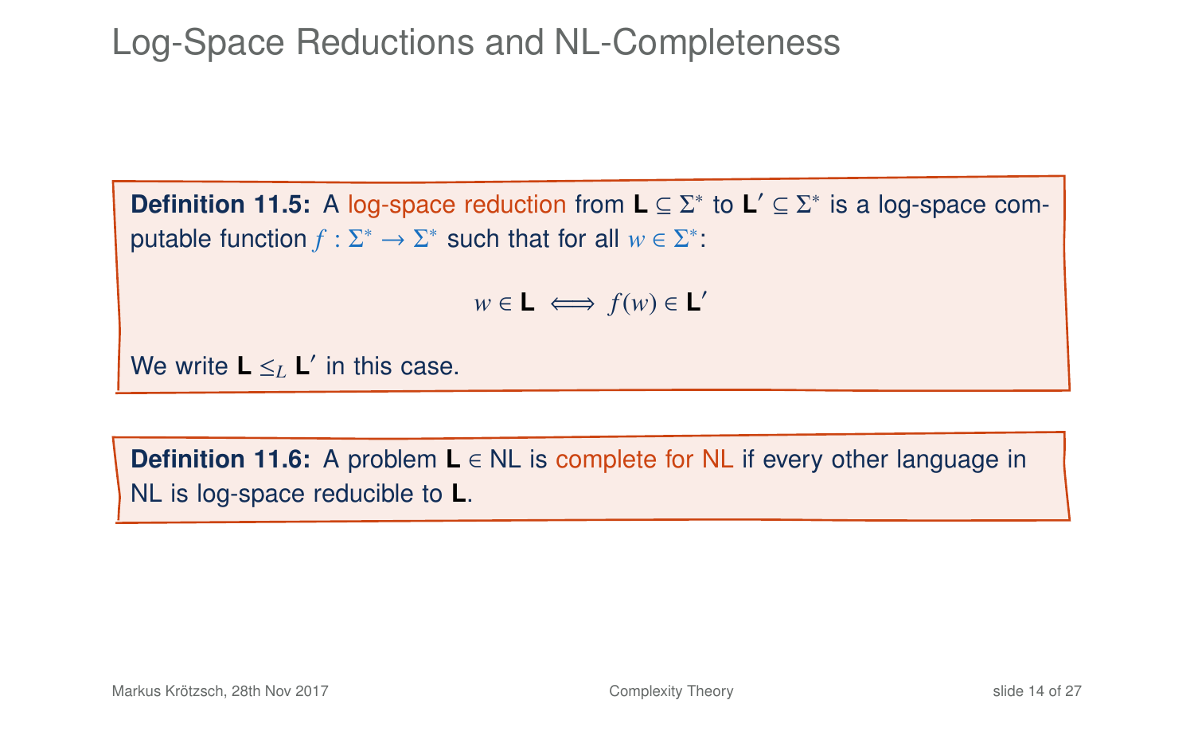# Log-Space Reductions and NL-Completeness

**Definition 11.5:** A log-space reduction from $\mathbf{L} \subseteq \Sigma^*$ to $\mathbf{L}' \subseteq \Sigma^*$ is a log-space computable function $f : \Sigma^* \to \Sigma^*$ such that for all $w \in \Sigma^*$:

$$w \in \mathbf{L} \iff f(w) \in \mathbf{L}'$$

We write $\mathbf{L} \leq_L \mathbf{L}'$ in this case.

**Definition 11.6:** A problem $\mathbf{L} \in \text{NL}$ is complete for NL if every other language in NL is log-space reducible to $\mathbf{L}$.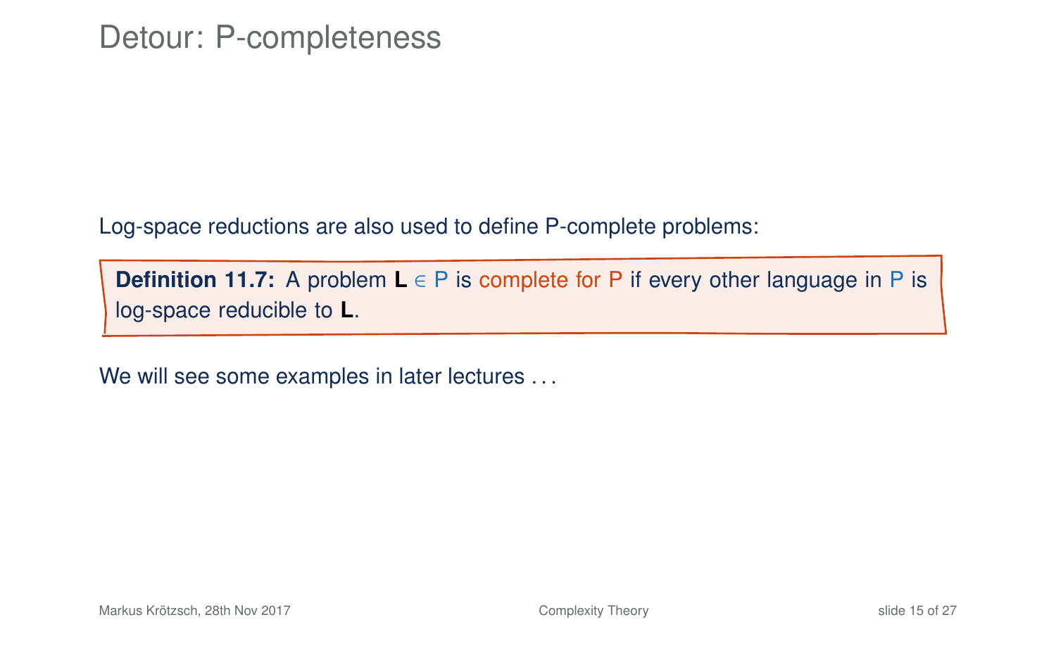# Detour: P-completeness

Log-space reductions are also used to define P-complete problems:

**Definition 11.7:** A problem **L** $\in$ P is complete for P if every other language in P is log-space reducible to **L**.

We will see some examples in later lectures . . .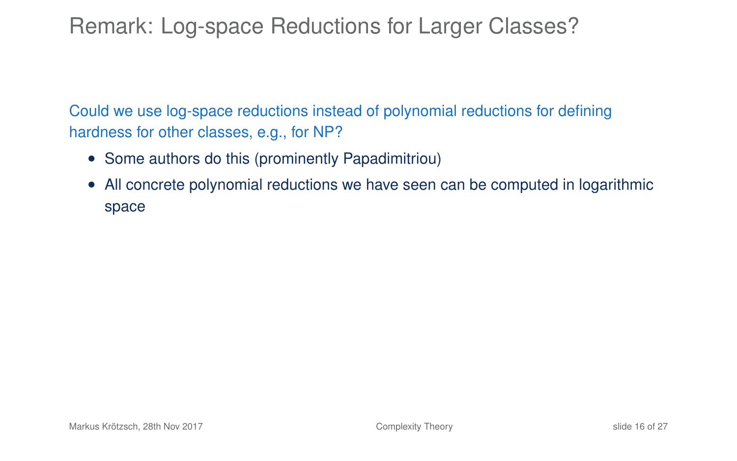# Remark: Log-space Reductions for Larger Classes?

Could we use log-space reductions instead of polynomial reductions for defining hardness for other classes, e.g., for NP?

- Some authors do this (prominently Papadimitriou)
- All concrete polynomial reductions we have seen can be computed in logarithmic space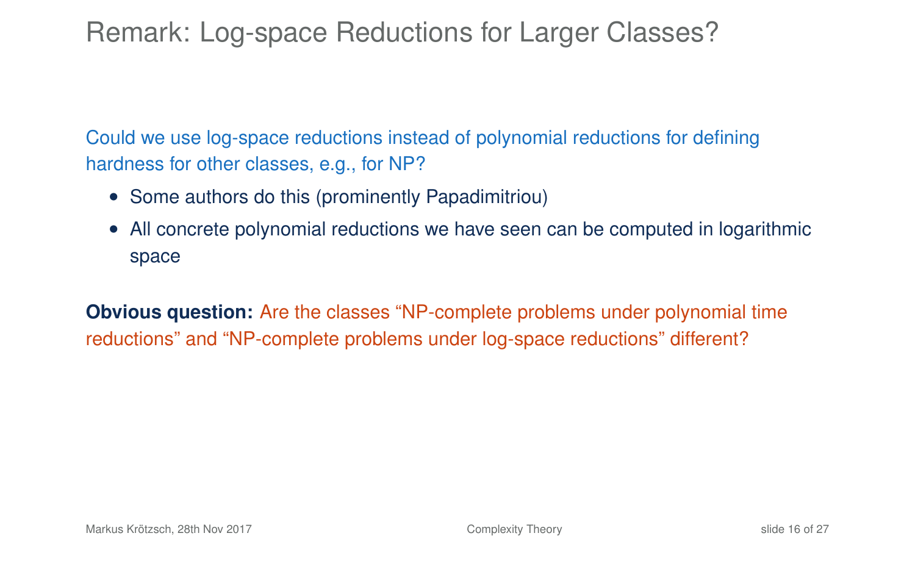# Remark: Log-space Reductions for Larger Classes?

Could we use log-space reductions instead of polynomial reductions for defining hardness for other classes, e.g., for NP?

- Some authors do this (prominently Papadimitriou)
- All concrete polynomial reductions we have seen can be computed in logarithmic space

**Obvious question:** Are the classes "NP-complete problems under polynomial time reductions" and "NP-complete problems under log-space reductions" different?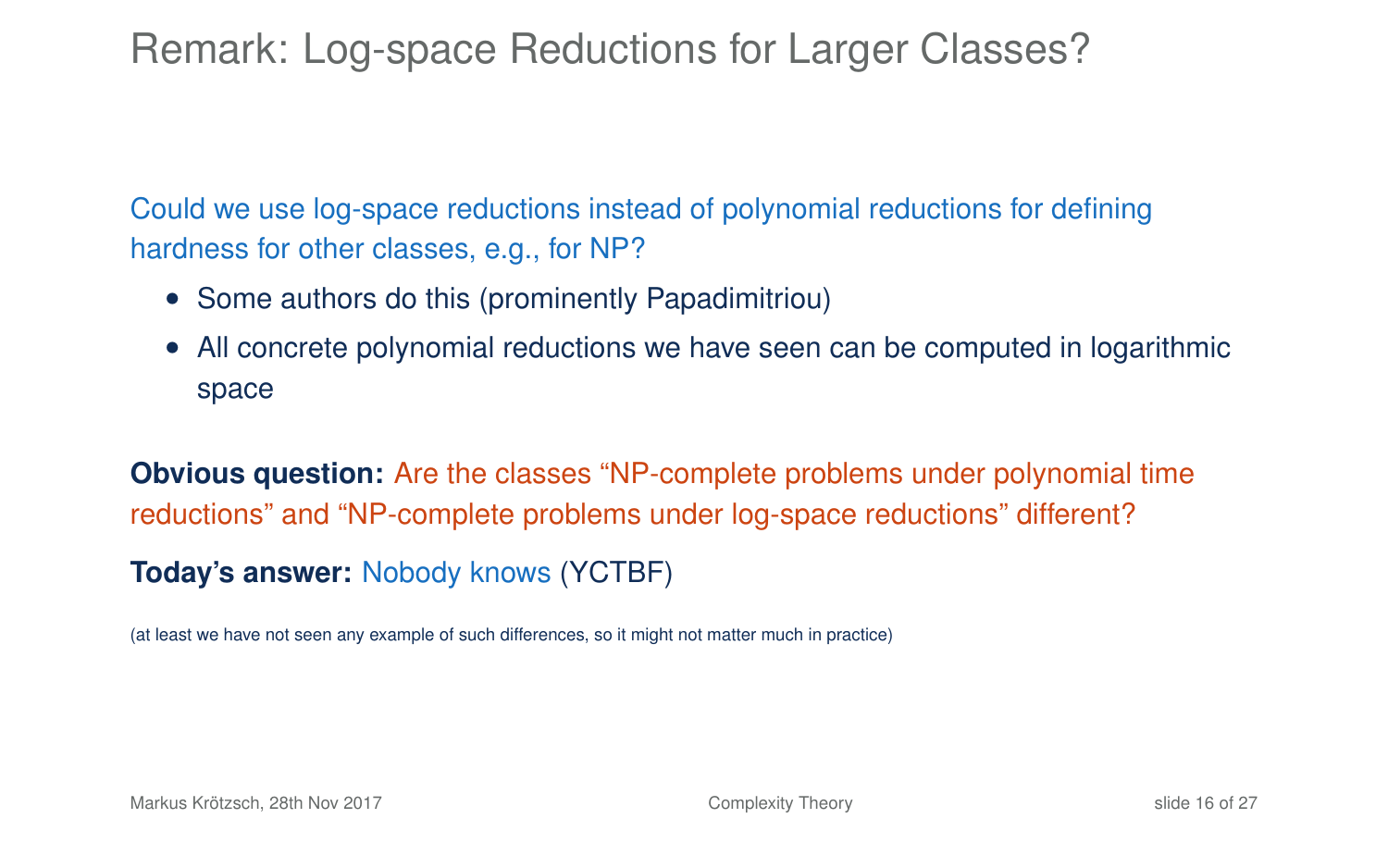# Remark: Log-space Reductions for Larger Classes?

Could we use log-space reductions instead of polynomial reductions for defining hardness for other classes, e.g., for NP?

- Some authors do this (prominently Papadimitriou)
- All concrete polynomial reductions we have seen can be computed in logarithmic space

**Obvious question:** Are the classes "NP-complete problems under polynomial time reductions" and "NP-complete problems under log-space reductions" different?

**Today's answer:** Nobody knows (YCTBF)

(at least we have not seen any example of such differences, so it might not matter much in practice)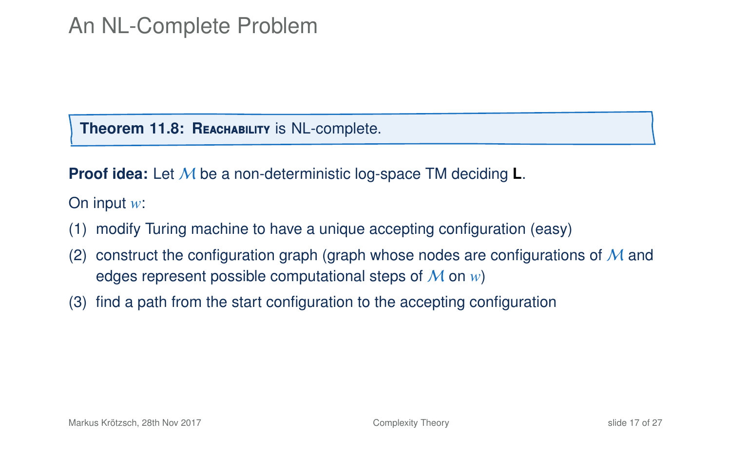# An NL-Complete Problem

**Theorem 11.8: REACHABILITY** is NL-complete.

**Proof idea:** Let $\mathcal{M}$ be a non-deterministic log-space TM deciding **L**.

On input $w$:

(1) modify Turing machine to have a unique accepting configuration (easy)

(2) construct the configuration graph (graph whose nodes are configurations of $\mathcal{M}$ and edges represent possible computational steps of $\mathcal{M}$ on $w$)

(3) find a path from the start configuration to the accepting configuration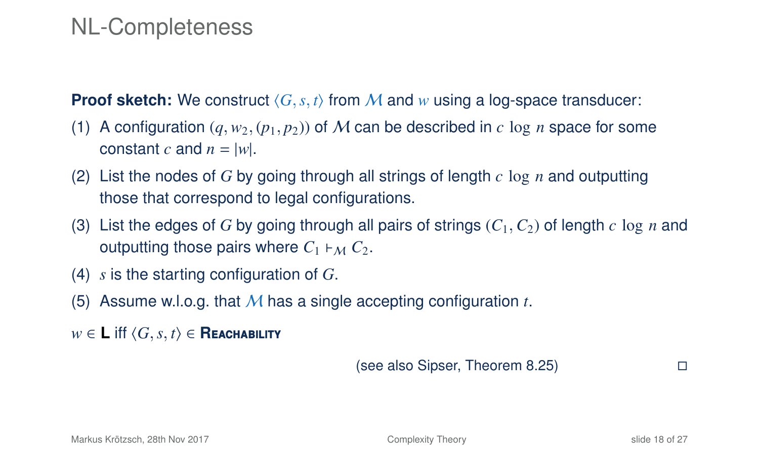# NL-Completeness

**Proof sketch:** We construct $\langle G, s, t\rangle$ from $\mathcal{M}$ and $w$ using a log-space transducer:

(1) A configuration $(q, w_2, (p_1, p_2))$ of $\mathcal{M}$ can be described in $c \log n$ space for some constant $c$ and $n = |w|$.

(2) List the nodes of $G$ by going through all strings of length $c \log n$ and outputting those that correspond to legal configurations.

(3) List the edges of $G$ by going through all pairs of strings $(C_1, C_2)$ of length $c \log n$ and outputting those pairs where $C_1 \vdash_{\mathcal{M}} C_2$.

(4) $s$ is the starting configuration of $G$.

(5) Assume w.l.o.g. that $\mathcal{M}$ has a single accepting configuration $t$.

$w \in \mathbf{L}$ iff $\langle G, s, t\rangle \in$ **Reachability**

(see also Sipser, Theorem 8.25) □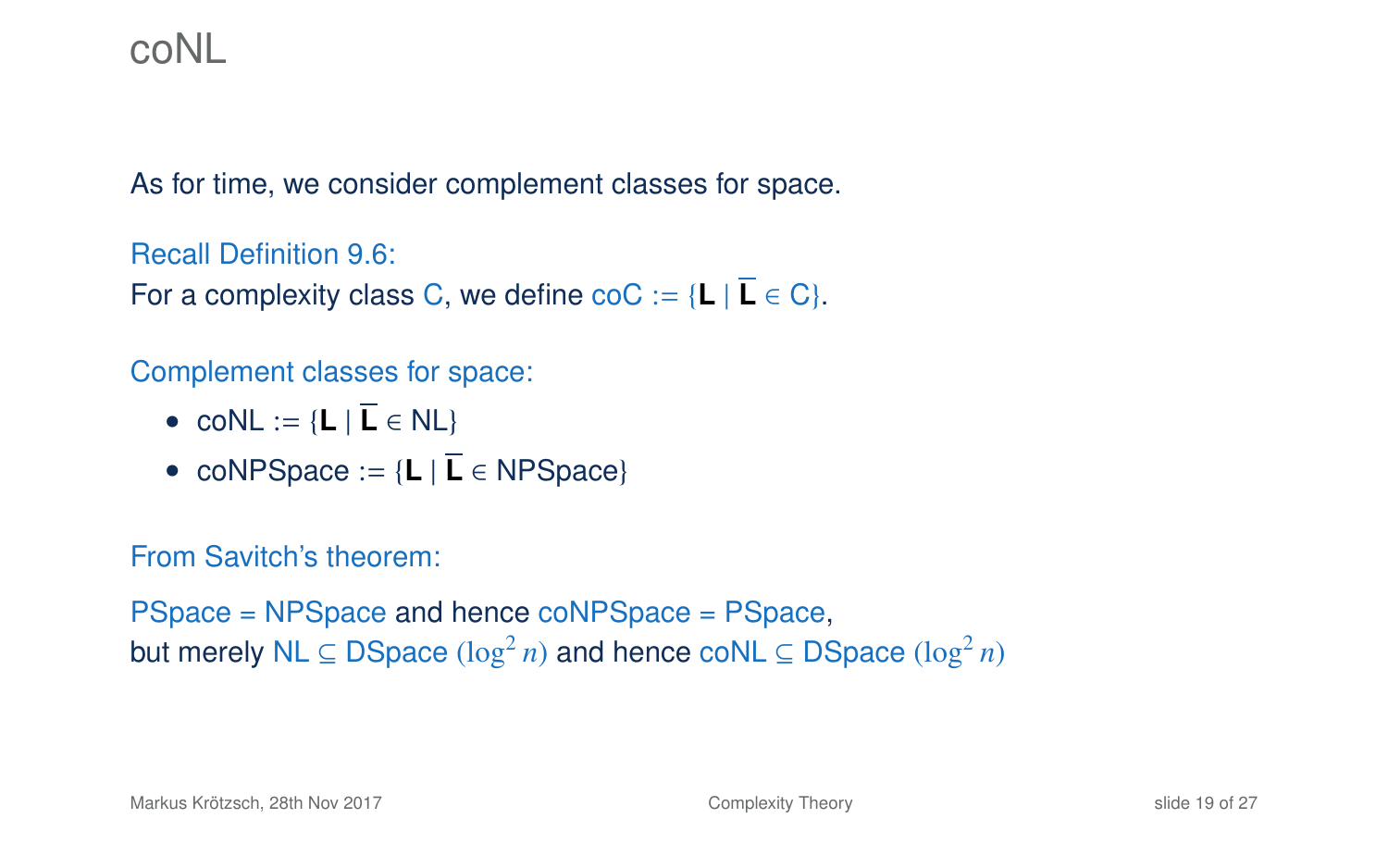# coNL

As for time, we consider complement classes for space.

Recall Definition 9.6:
For a complexity class C, we define coC := $\{\mathbf{L} \mid \overline{\mathbf{L}} \in \mathsf{C}\}$.

Complement classes for space:

- coNL := $\{\mathbf{L} \mid \overline{\mathbf{L}} \in \mathsf{NL}\}$
- coNPSpace := $\{\mathbf{L} \mid \overline{\mathbf{L}} \in \mathsf{NPSpace}\}$

From Savitch's theorem:

PSpace = NPSpace and hence coNPSpace = PSpace,
but merely NL ⊆ DSpace $(\log^2 n)$ and hence coNL ⊆ DSpace $(\log^2 n)$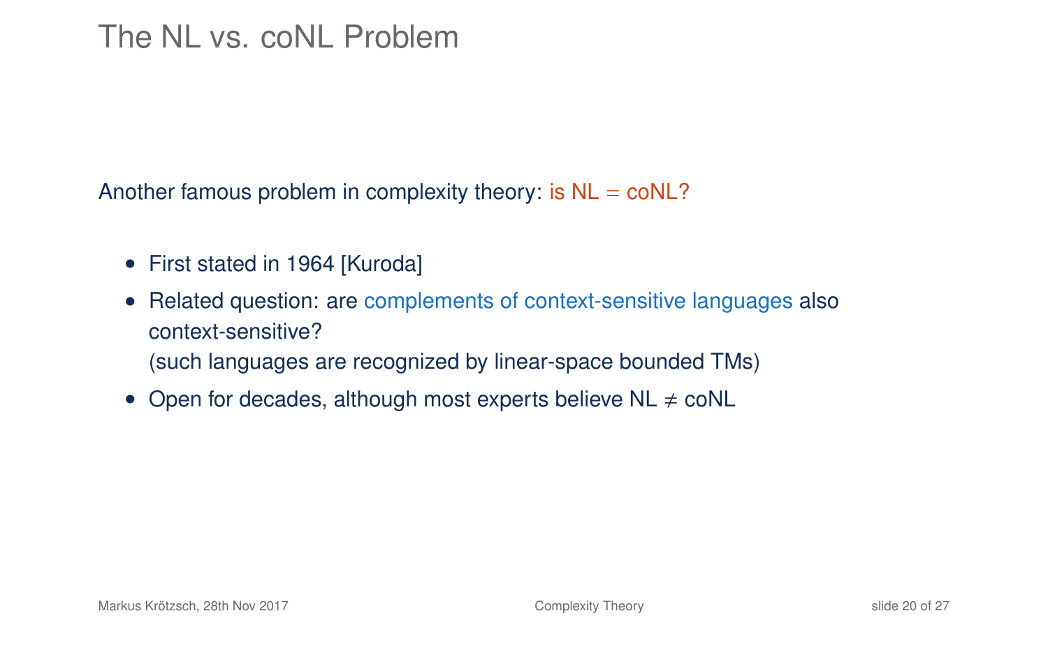# The NL vs. coNL Problem

Another famous problem in complexity theory: is NL = coNL?

- First stated in 1964 [Kuroda]
- Related question: are complements of context-sensitive languages also context-sensitive?
  (such languages are recognized by linear-space bounded TMs)
- Open for decades, although most experts believe NL $\neq$ coNL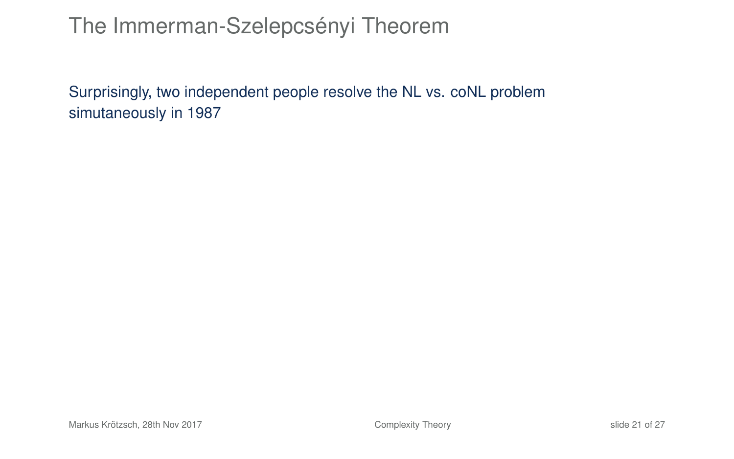# The Immerman-Szelepcsényi Theorem

Surprisingly, two independent people resolve the NL vs. coNL problem simutaneously in 1987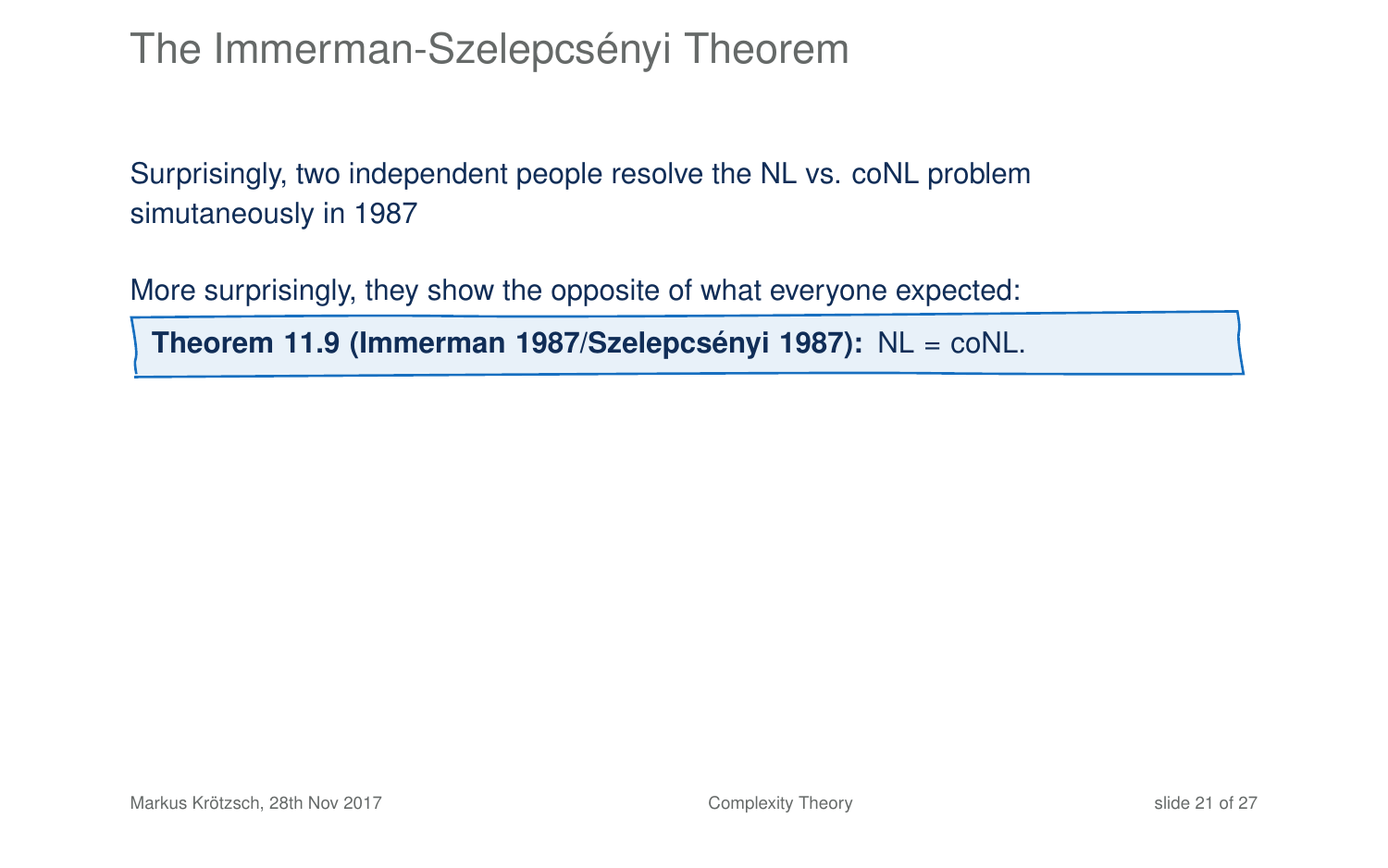# The Immerman-Szelepcsényi Theorem

Surprisingly, two independent people resolve the NL vs. coNL problem simutaneously in 1987

More surprisingly, they show the opposite of what everyone expected:

**Theorem 11.9 (Immerman 1987/Szelepcsényi 1987):** NL = coNL.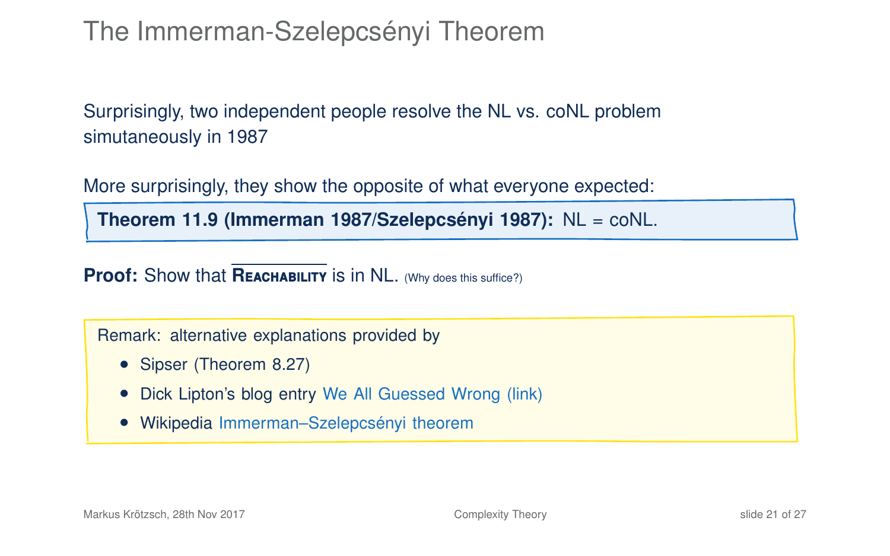# The Immerman-Szelepcsényi Theorem

Surprisingly, two independent people resolve the NL vs. coNL problem simutaneously in 1987

More surprisingly, they show the opposite of what everyone expected:

**Theorem 11.9 (Immerman 1987/Szelepcsényi 1987):** NL = coNL.

**Proof:** Show that $\overline{\textsc{Reachability}}$ is in NL. (Why does this suffice?)

Remark: alternative explanations provided by

- Sipser (Theorem 8.27)
- Dick Lipton's blog entry We All Guessed Wrong (link)
- Wikipedia Immerman–Szelepcsényi theorem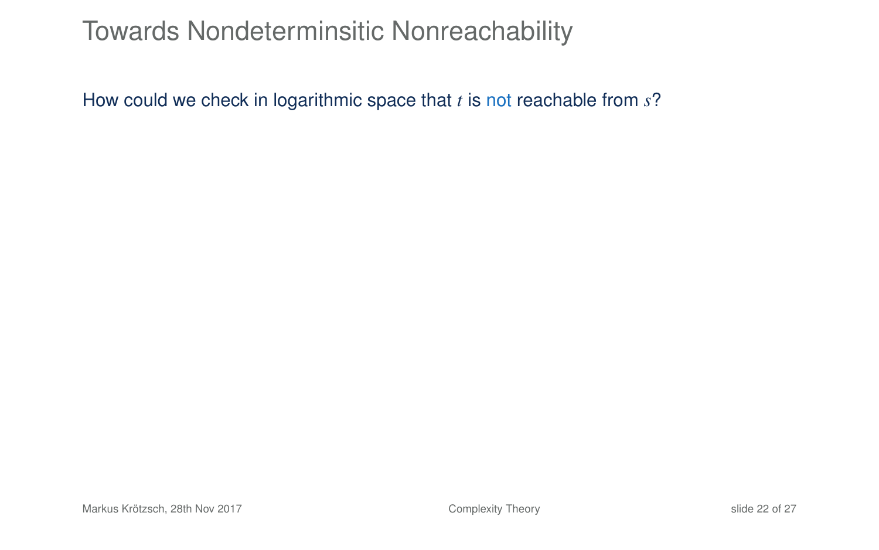# Towards Nondeterminsitic Nonreachability

How could we check in logarithmic space that $t$ is not reachable from $s$?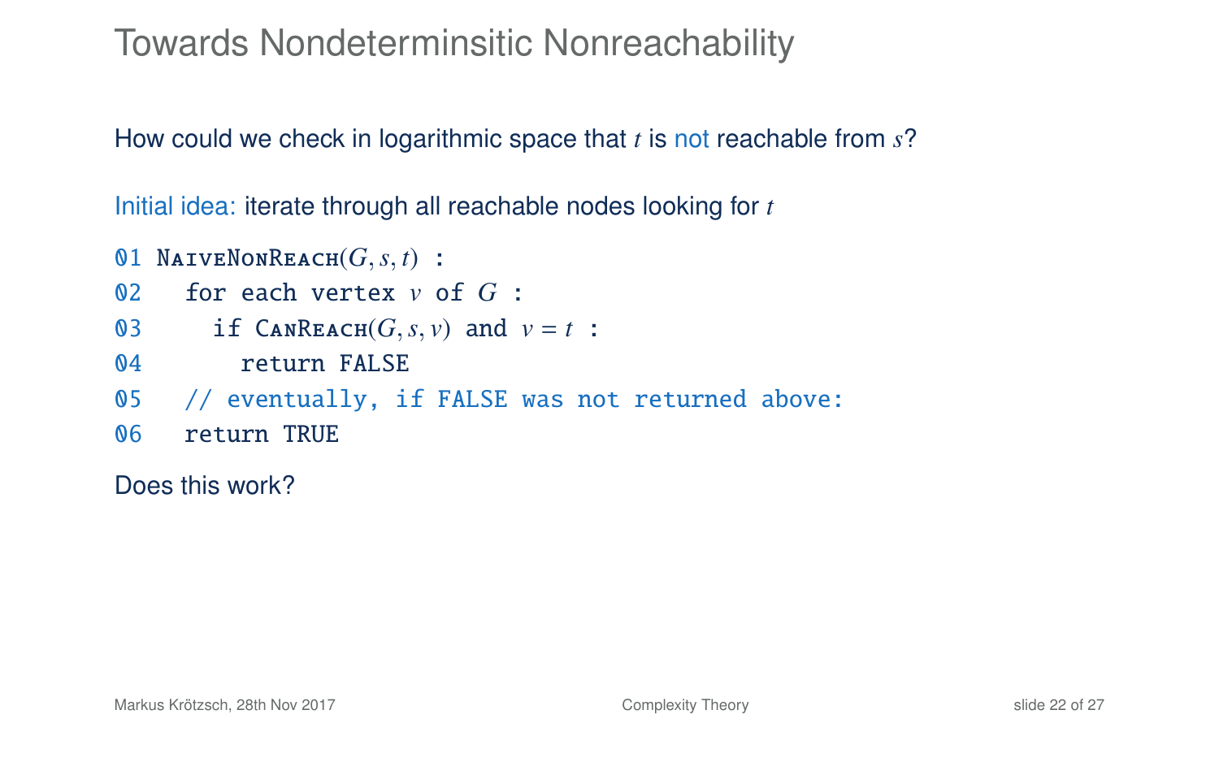# Towards Nondeterminsitic Nonreachability

How could we check in logarithmic space that $t$ is not reachable from $s$?

Initial idea: iterate through all reachable nodes looking for $t$

```
01 NaiveNonReach(G, s, t) :
02   for each vertex v of G :
03     if CanReach(G, s, v) and v = t :
04       return FALSE
05   // eventually, if FALSE was not returned above:
06   return TRUE
```

Does this work?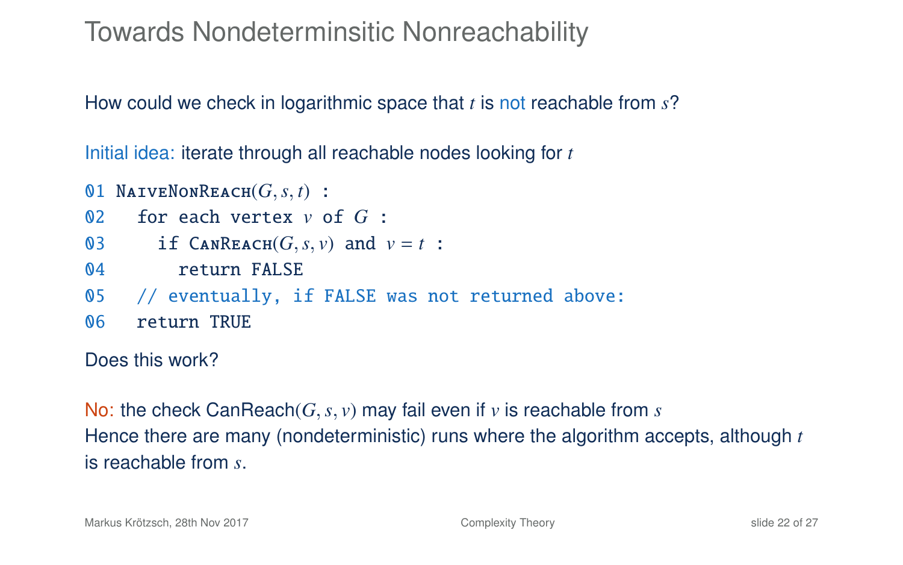# Towards Nondeterminsitic Nonreachability

How could we check in logarithmic space that $t$ is not reachable from $s$?

Initial idea: iterate through all reachable nodes looking for $t$

```
01 NaiveNonReach(G, s, t) :
02   for each vertex v of G :
03     if CanReach(G, s, v) and v = t :
04       return FALSE
05   // eventually, if FALSE was not returned above:
06   return TRUE
```

Does this work?

No: the check CanReach$(G, s, v)$ may fail even if $v$ is reachable from $s$
Hence there are many (nondeterministic) runs where the algorithm accepts, although $t$ is reachable from $s$.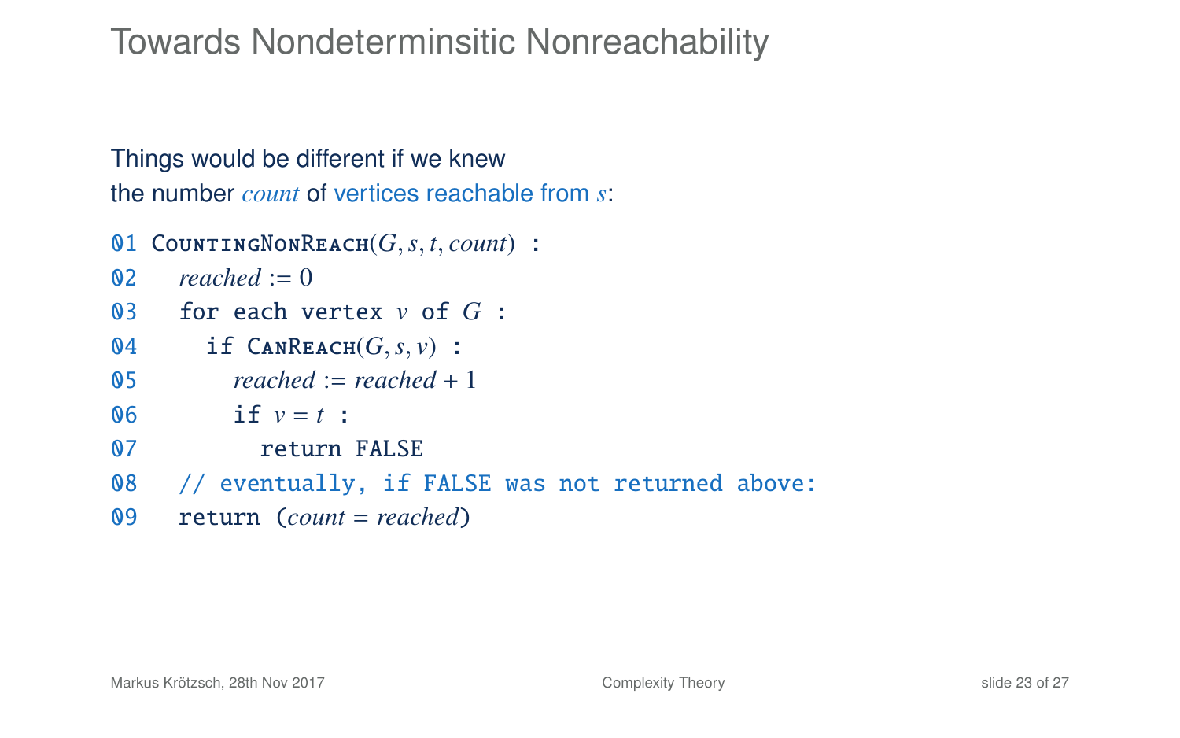# Towards Nondeterminsitic Nonreachability

Things would be different if we knew
the number *count* of vertices reachable from $s$:

```
01 CountingNonReach(G, s, t, count) :
02   reached := 0
03   for each vertex v of G :
04     if CanReach(G, s, v) :
05       reached := reached + 1
06       if v = t :
07         return FALSE
08   // eventually, if FALSE was not returned above:
09   return (count = reached)
```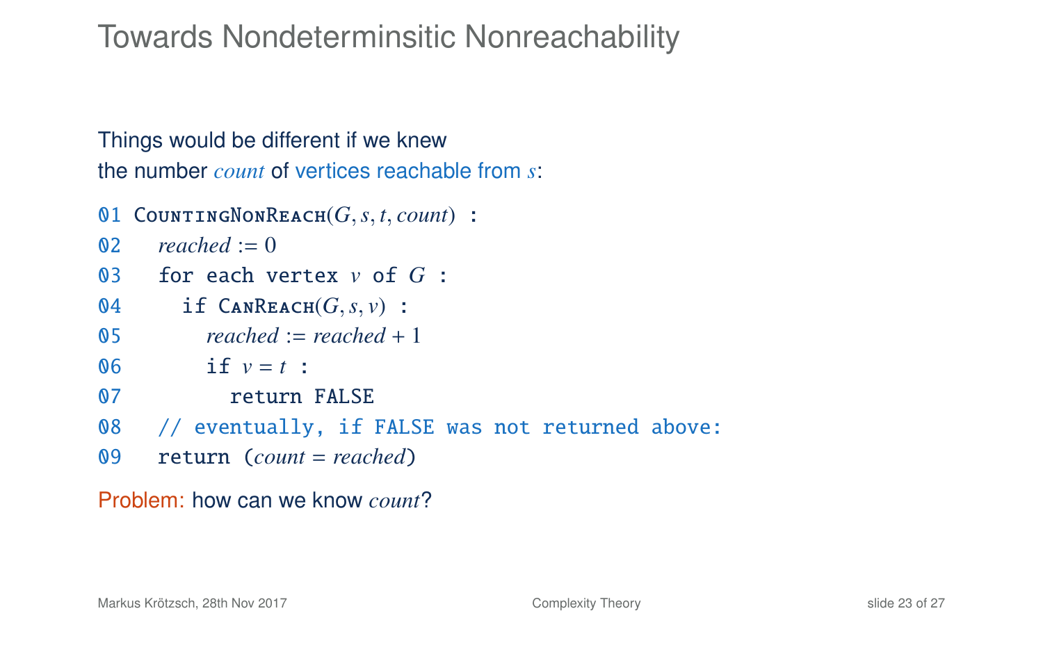# Towards Nondeterminsitic Nonreachability

Things would be different if we knew the number *count* of vertices reachable from $s$:

```
01 CountingNonReach(G, s, t, count) :
02   reached := 0
03   for each vertex v of G :
04     if CanReach(G, s, v) :
05       reached := reached + 1
06       if v = t :
07         return FALSE
08   // eventually, if FALSE was not returned above:
09   return (count = reached)
```

Problem: how can we know *count*?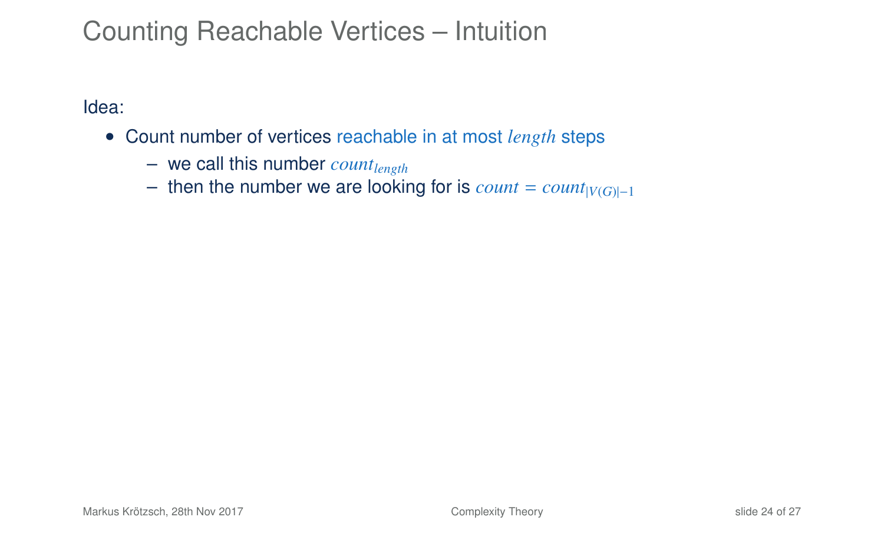# Counting Reachable Vertices – Intuition

Idea:

- Count number of vertices reachable in at most $length$ steps
  - we call this number $count_{length}$
  - then the number we are looking for is $count = count_{|V(G)|-1}$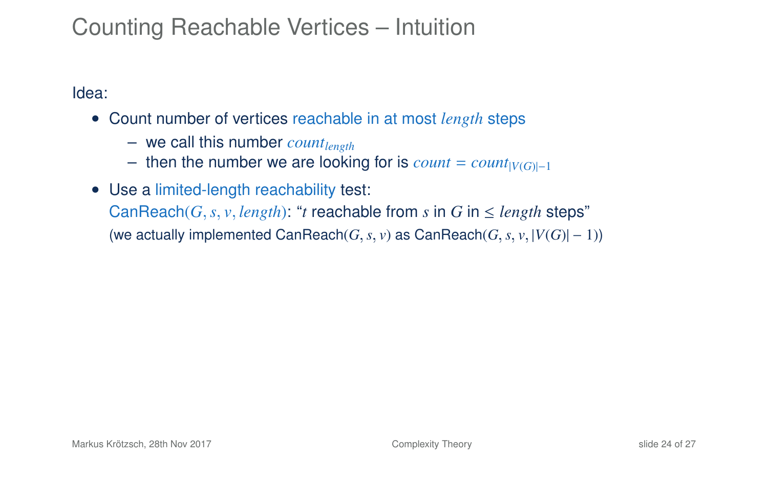# Counting Reachable Vertices – Intuition

Idea:

- Count number of vertices reachable in at most *length* steps
  - we call this number $count_{length}$
  - then the number we are looking for is $count = count_{|V(G)|-1}$
- Use a limited-length reachability test:
  CanReach$(G, s, v, length)$: "$t$ reachable from $s$ in $G$ in $\leq length$ steps"
  (we actually implemented CanReach$(G, s, v)$ as CanReach$(G, s, v, |V(G)| - 1)$)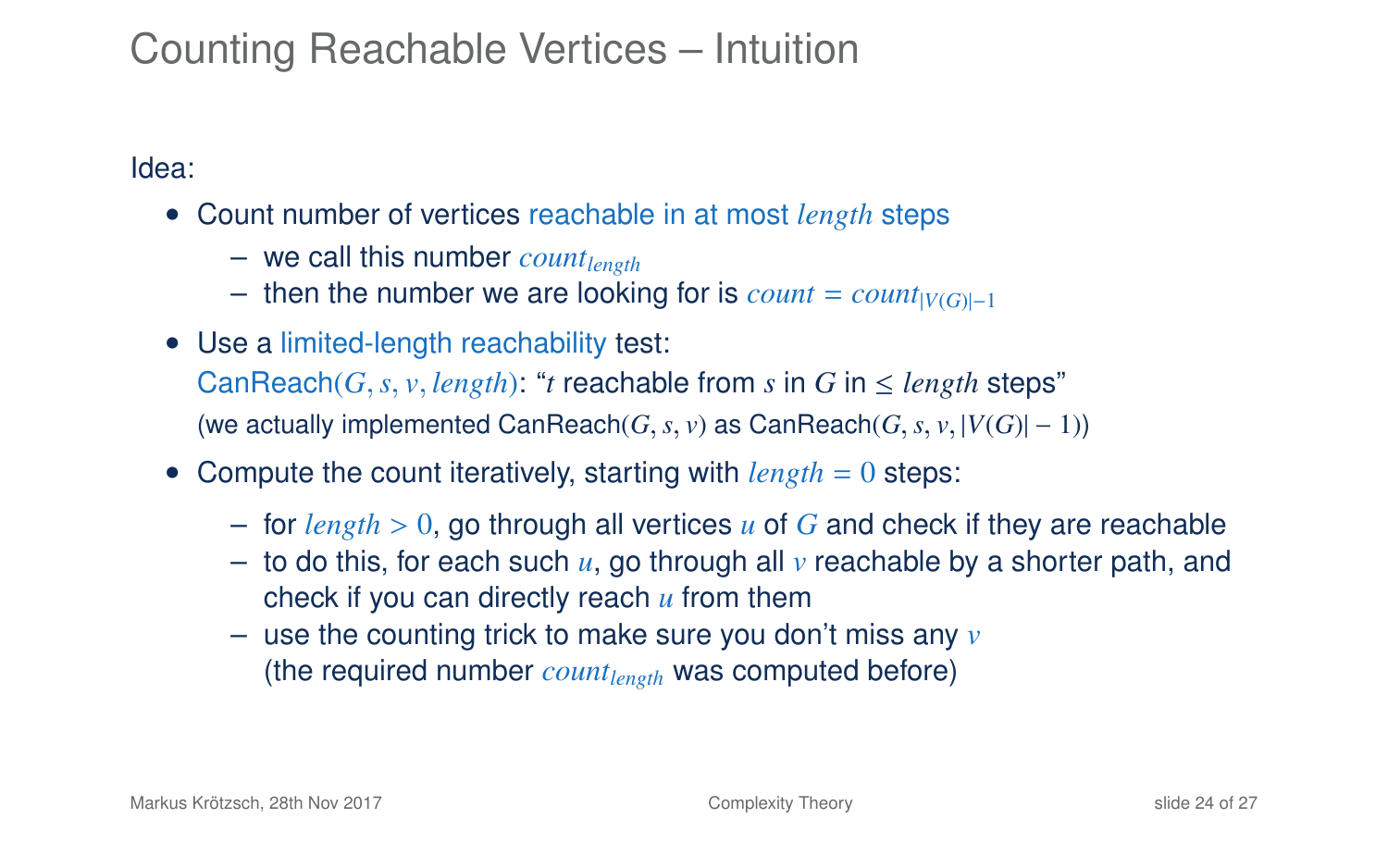# Counting Reachable Vertices – Intuition

Idea:

- Count number of vertices reachable in at most $length$ steps
  - we call this number $count_{length}$
  - then the number we are looking for is $count = count_{|V(G)|-1}$
- Use a limited-length reachability test:
  CanReach$(G, s, v, length)$: "$t$ reachable from $s$ in $G$ in $\leq$ $length$ steps"
  (we actually implemented CanReach$(G, s, v)$ as CanReach$(G, s, v, |V(G)| - 1)$)
- Compute the count iteratively, starting with $length = 0$ steps:
  - for $length > 0$, go through all vertices $u$ of $G$ and check if they are reachable
  - to do this, for each such $u$, go through all $v$ reachable by a shorter path, and check if you can directly reach $u$ from them
  - use the counting trick to make sure you don't miss any $v$
    (the required number $count_{length}$ was computed before)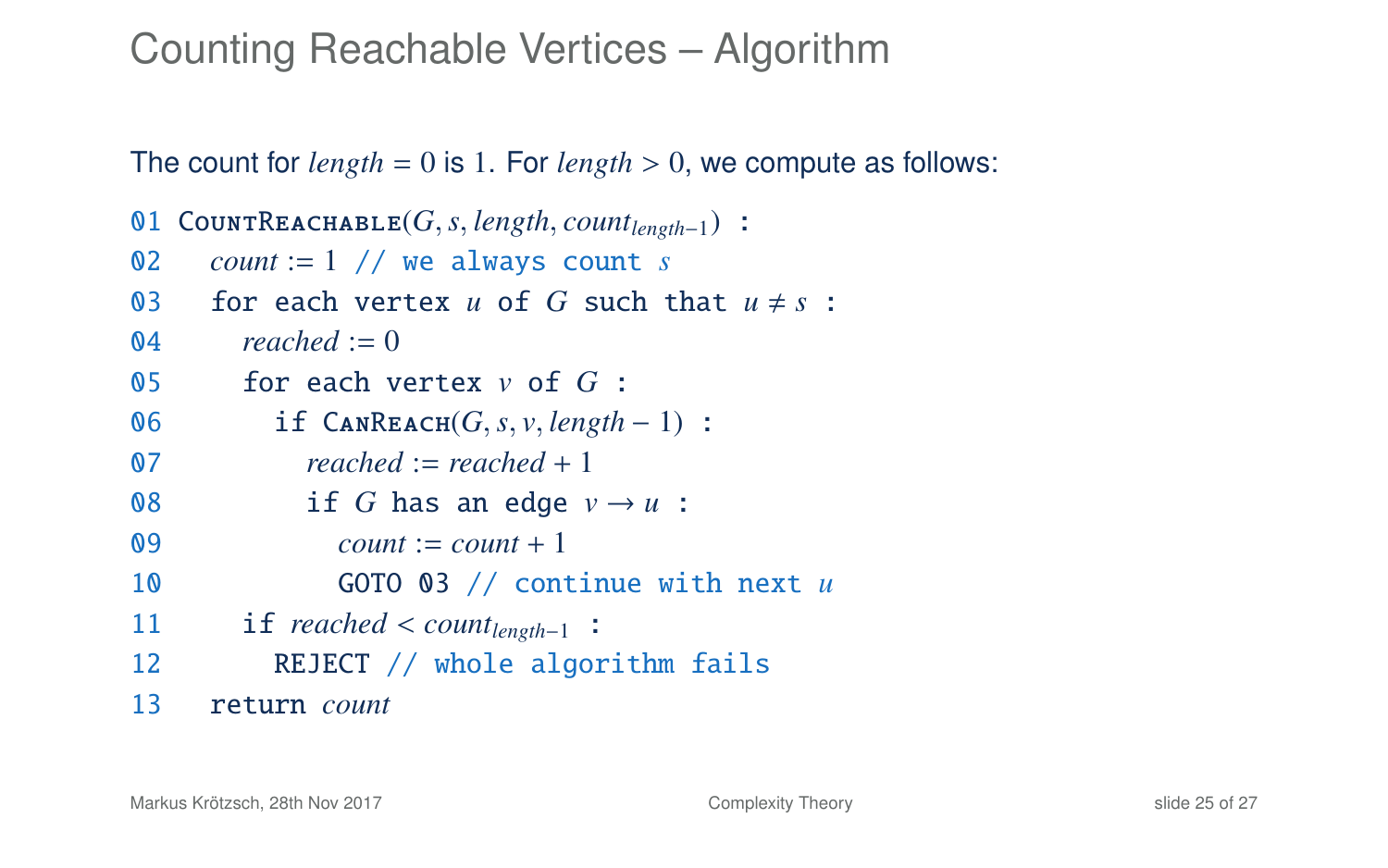# Counting Reachable Vertices – Algorithm

The count for $length = 0$ is 1. For $length > 0$, we compute as follows:

```
01 CountReachable(G, s, length, count_{length-1}) :
02   count := 1 // we always count s
03   for each vertex u of G such that u ≠ s :
04     reached := 0
05     for each vertex v of G :
06       if CanReach(G, s, v, length − 1) :
07         reached := reached + 1
08         if G has an edge v → u :
09           count := count + 1
10           GOTO 03 // continue with next u
11     if reached < count_{length-1} :
12       REJECT // whole algorithm fails
13   return count
```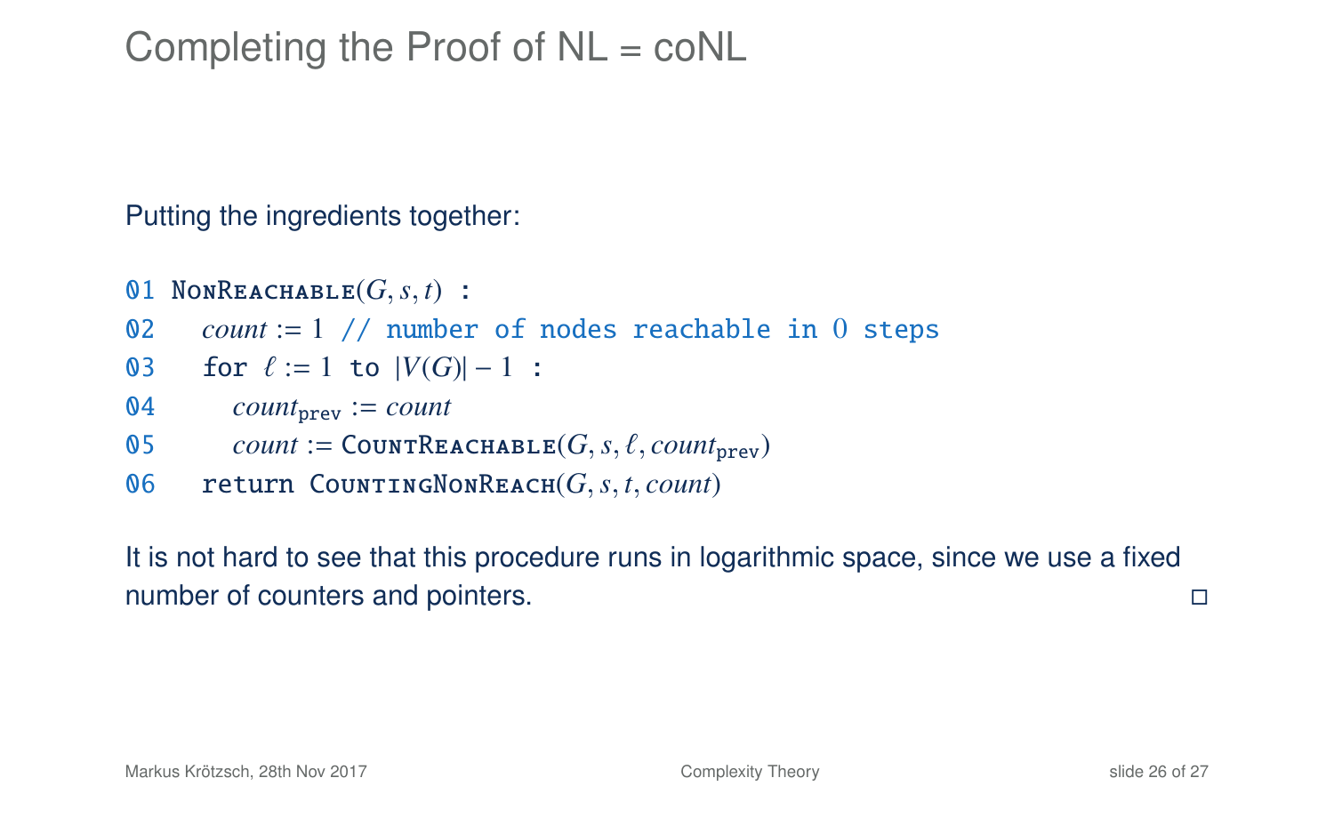# Completing the Proof of NL = coNL

Putting the ingredients together:

```
01 NonReachable(G, s, t) :
02    count := 1 // number of nodes reachable in 0 steps
03    for ℓ := 1 to |V(G)| − 1 :
04       count_prev := count
05       count := CountReachable(G, s, ℓ, count_prev)
06    return CountingNonReach(G, s, t, count)
```

It is not hard to see that this procedure runs in logarithmic space, since we use a fixed number of counters and pointers. □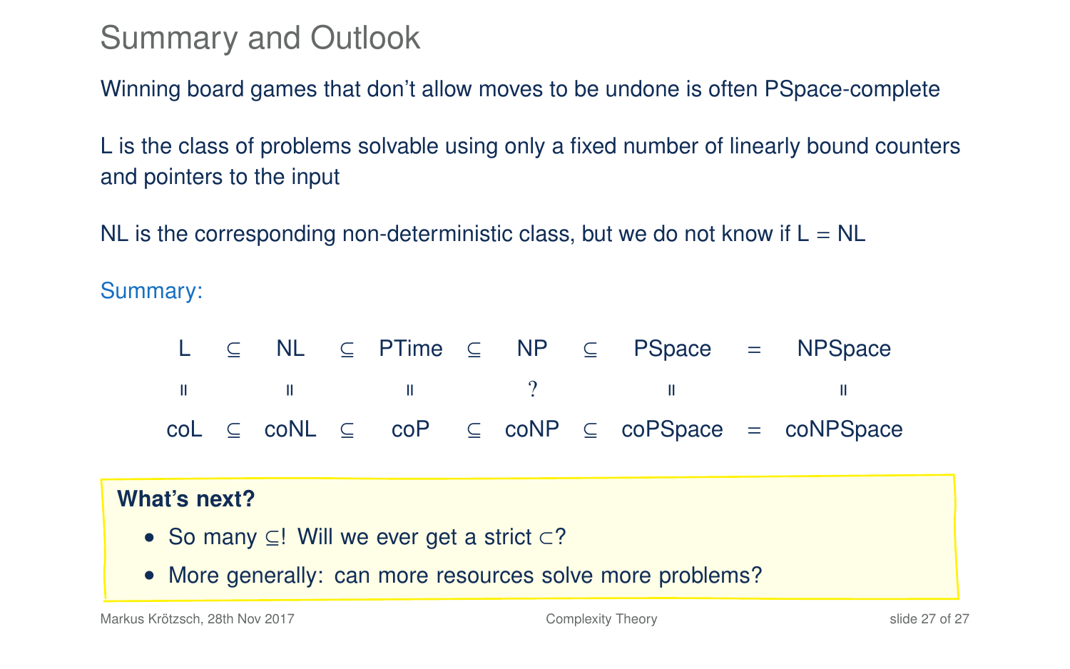# Summary and Outlook

Winning board games that don't allow moves to be undone is often PSpace-complete

L is the class of problems solvable using only a fixed number of linearly bound counters and pointers to the input

NL is the corresponding non-deterministic class, but we do not know if L = NL

Summary:

| | | | | | | | | | | |
|---|---|---|---|---|---|---|---|---|---|---|
| L | ⊆ | NL | ⊆ | PTime | ⊆ | NP | ⊆ | PSpace | = | NPSpace |
| ‖ | | ‖ | | ‖ | | ? | | ‖ | | ‖ |
| coL | ⊆ | coNL | ⊆ | coP | ⊆ | coNP | ⊆ | coPSpace | = | coNPSpace |

**What's next?**

- So many ⊆! Will we ever get a strict ⊂?
- More generally: can more resources solve more problems?